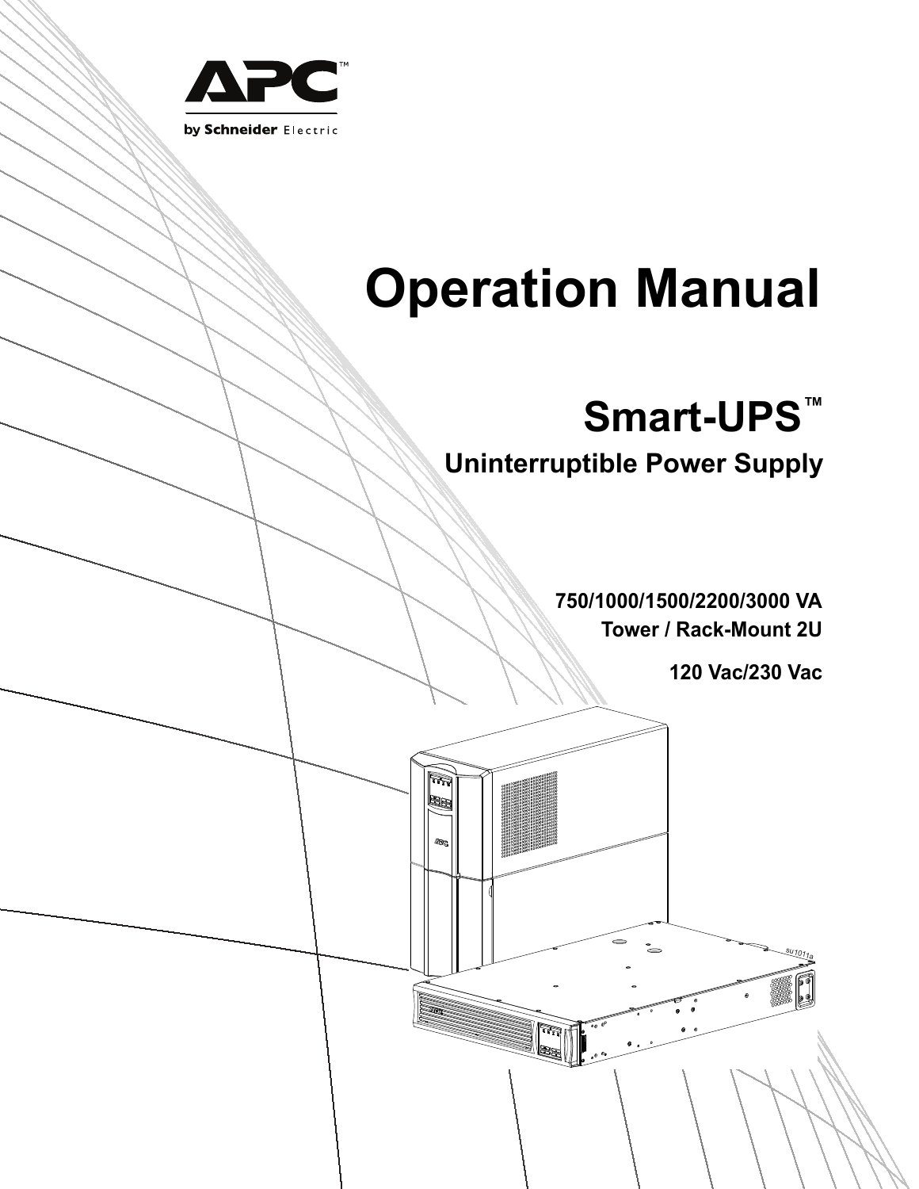APC™

by Schneider Electric

# Operation Manual

## Smart-UPS™

### Uninterruptible Power Supply

**750/1000/1500/2200/3000 VA**

**Tower / Rack-Mount 2U**

**120 Vac/230 Vac**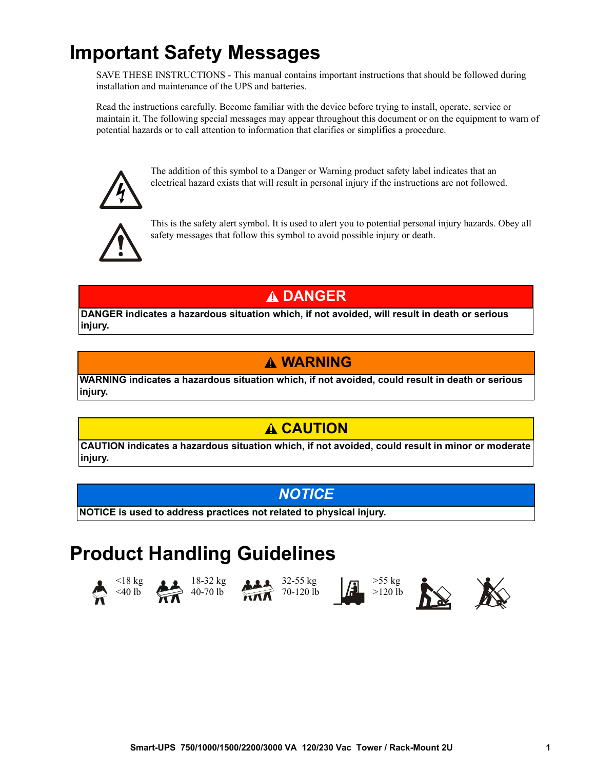# Important Safety Messages

SAVE THESE INSTRUCTIONS - This manual contains important instructions that should be followed during installation and maintenance of the UPS and batteries.

Read the instructions carefully. Become familiar with the device before trying to install, operate, service or maintain it. The following special messages may appear throughout this document or on the equipment to warn of potential hazards or to call attention to information that clarifies or simplifies a procedure.

The addition of this symbol to a Danger or Warning product safety label indicates that an electrical hazard exists that will result in personal injury if the instructions are not followed.

This is the safety alert symbol. It is used to alert you to potential personal injury hazards. Obey all safety messages that follow this symbol to avoid possible injury or death.

**DANGER**

**DANGER indicates a hazardous situation which, if not avoided, will result in death or serious injury.**

**WARNING**

**WARNING indicates a hazardous situation which, if not avoided, could result in death or serious injury.**

**CAUTION**

**CAUTION indicates a hazardous situation which, if not avoided, could result in minor or moderate injury.**

***NOTICE***

**NOTICE is used to address practices not related to physical injury.**

# Product Handling Guidelines

<18 kg <40 lb    18-32 kg 40-70 lb    32-55 kg 70-120 lb    >55 kg >120 lb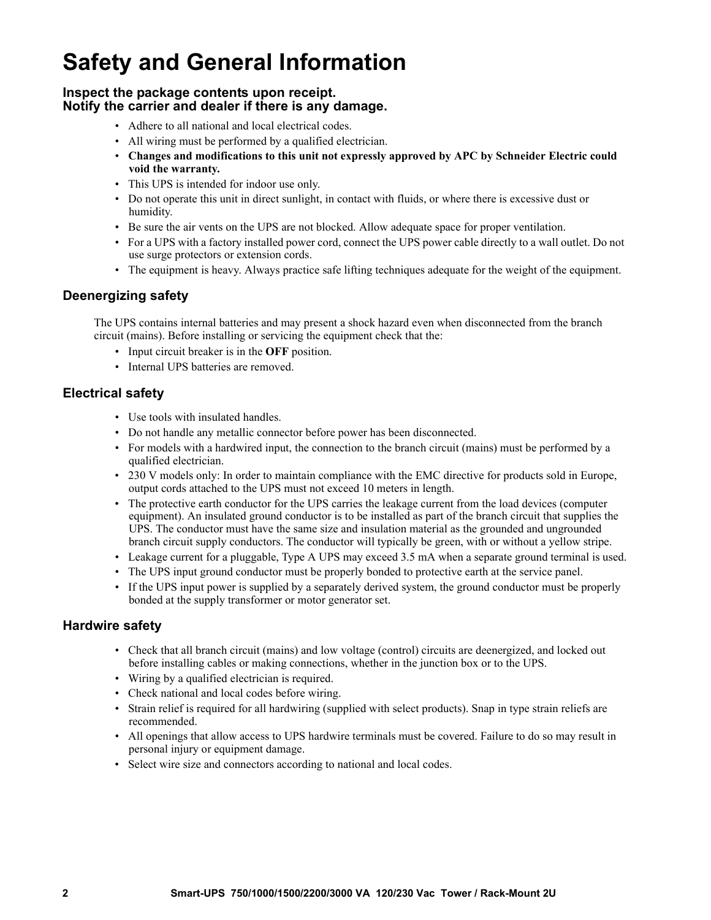# Safety and General Information

### Inspect the package contents upon receipt.
### Notify the carrier and dealer if there is any damage.

- Adhere to all national and local electrical codes.
- All wiring must be performed by a qualified electrician.
- **Changes and modifications to this unit not expressly approved by APC by Schneider Electric could void the warranty.**
- This UPS is intended for indoor use only.
- Do not operate this unit in direct sunlight, in contact with fluids, or where there is excessive dust or humidity.
- Be sure the air vents on the UPS are not blocked. Allow adequate space for proper ventilation.
- For a UPS with a factory installed power cord, connect the UPS power cable directly to a wall outlet. Do not use surge protectors or extension cords.
- The equipment is heavy. Always practice safe lifting techniques adequate for the weight of the equipment.

## Deenergizing safety

The UPS contains internal batteries and may present a shock hazard even when disconnected from the branch circuit (mains). Before installing or servicing the equipment check that the:

- Input circuit breaker is in the **OFF** position.
- Internal UPS batteries are removed.

## Electrical safety

- Use tools with insulated handles.
- Do not handle any metallic connector before power has been disconnected.
- For models with a hardwired input, the connection to the branch circuit (mains) must be performed by a qualified electrician.
- 230 V models only: In order to maintain compliance with the EMC directive for products sold in Europe, output cords attached to the UPS must not exceed 10 meters in length.
- The protective earth conductor for the UPS carries the leakage current from the load devices (computer equipment). An insulated ground conductor is to be installed as part of the branch circuit that supplies the UPS. The conductor must have the same size and insulation material as the grounded and ungrounded branch circuit supply conductors. The conductor will typically be green, with or without a yellow stripe.
- Leakage current for a pluggable, Type A UPS may exceed 3.5 mA when a separate ground terminal is used.
- The UPS input ground conductor must be properly bonded to protective earth at the service panel.
- If the UPS input power is supplied by a separately derived system, the ground conductor must be properly bonded at the supply transformer or motor generator set.

## Hardwire safety

- Check that all branch circuit (mains) and low voltage (control) circuits are deenergized, and locked out before installing cables or making connections, whether in the junction box or to the UPS.
- Wiring by a qualified electrician is required.
- Check national and local codes before wiring.
- Strain relief is required for all hardwiring (supplied with select products). Snap in type strain reliefs are recommended.
- All openings that allow access to UPS hardwire terminals must be covered. Failure to do so may result in personal injury or equipment damage.
- Select wire size and connectors according to national and local codes.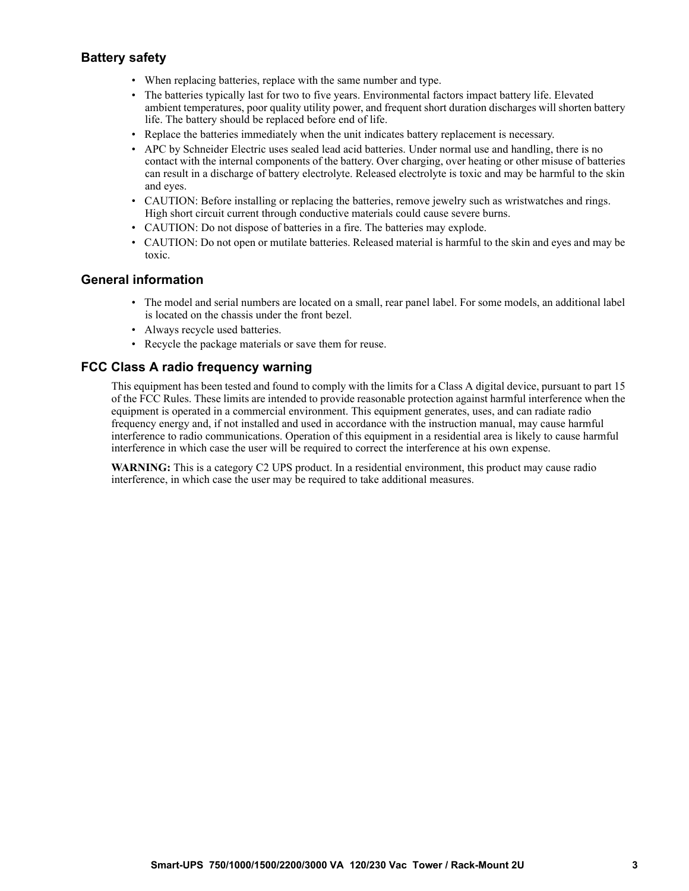## Battery safety

- When replacing batteries, replace with the same number and type.
- The batteries typically last for two to five years. Environmental factors impact battery life. Elevated ambient temperatures, poor quality utility power, and frequent short duration discharges will shorten battery life. The battery should be replaced before end of life.
- Replace the batteries immediately when the unit indicates battery replacement is necessary.
- APC by Schneider Electric uses sealed lead acid batteries. Under normal use and handling, there is no contact with the internal components of the battery. Over charging, over heating or other misuse of batteries can result in a discharge of battery electrolyte. Released electrolyte is toxic and may be harmful to the skin and eyes.
- CAUTION: Before installing or replacing the batteries, remove jewelry such as wristwatches and rings. High short circuit current through conductive materials could cause severe burns.
- CAUTION: Do not dispose of batteries in a fire. The batteries may explode.
- CAUTION: Do not open or mutilate batteries. Released material is harmful to the skin and eyes and may be toxic.

## General information

- The model and serial numbers are located on a small, rear panel label. For some models, an additional label is located on the chassis under the front bezel.
- Always recycle used batteries.
- Recycle the package materials or save them for reuse.

## FCC Class A radio frequency warning

This equipment has been tested and found to comply with the limits for a Class A digital device, pursuant to part 15 of the FCC Rules. These limits are intended to provide reasonable protection against harmful interference when the equipment is operated in a commercial environment. This equipment generates, uses, and can radiate radio frequency energy and, if not installed and used in accordance with the instruction manual, may cause harmful interference to radio communications. Operation of this equipment in a residential area is likely to cause harmful interference in which case the user will be required to correct the interference at his own expense.

**WARNING:** This is a category C2 UPS product. In a residential environment, this product may cause radio interference, in which case the user may be required to take additional measures.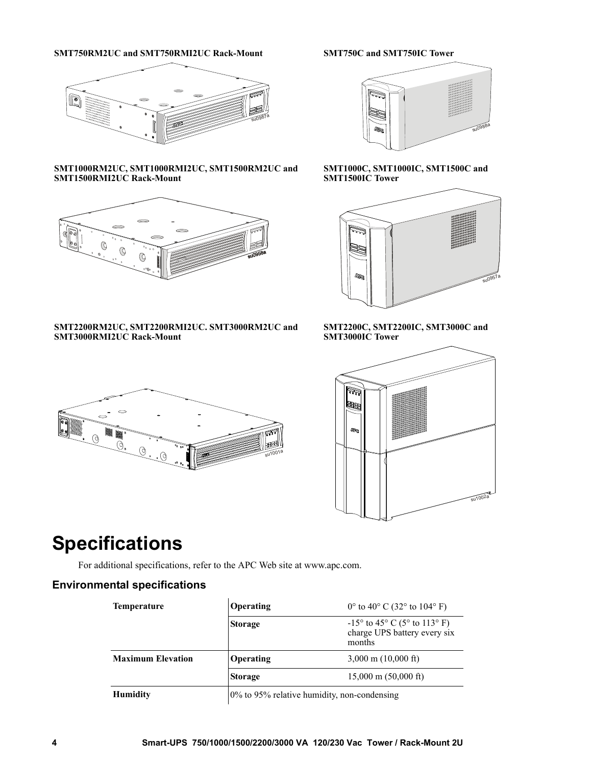**SMT750RM2UC and SMT750RMI2UC Rack-Mount**

**SMT750C and SMT750IC Tower**

**SMT1000RM2UC, SMT1000RMI2UC, SMT1500RM2UC and SMT1500RMI2UC Rack-Mount**

**SMT1000C, SMT1000IC, SMT1500C and SMT1500IC Tower**

**SMT2200RM2UC, SMT2200RMI2UC. SMT3000RM2UC and SMT3000RMI2UC Rack-Mount**

**SMT2200C, SMT2200IC, SMT3000C and SMT3000IC Tower**

# Specifications

For additional specifications, refer to the APC Web site at www.apc.com.

## Environmental specifications

| | | |
|---|---|---|
| **Temperature** | **Operating** | 0° to 40° C (32° to 104° F) |
| | **Storage** | -15° to 45° C (5° to 113° F) charge UPS battery every six months |
| **Maximum Elevation** | **Operating** | 3,000 m (10,000 ft) |
| | **Storage** | 15,000 m (50,000 ft) |
| **Humidity** | 0% to 95% relative humidity, non-condensing | |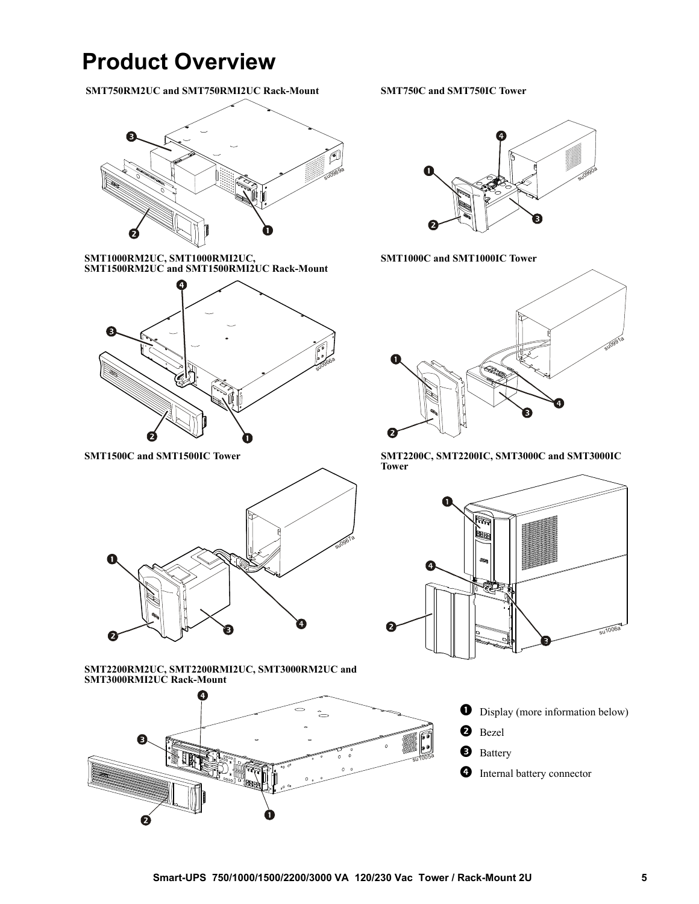# Product Overview

**SMT750RM2UC and SMT750RMI2UC Rack-Mount**

**SMT750C and SMT750IC Tower**

**SMT1000RM2UC, SMT1000RMI2UC, SMT1500RM2UC and SMT1500RMI2UC Rack-Mount**

**SMT1000C and SMT1000IC Tower**

**SMT1500C and SMT1500IC Tower**

**SMT2200C, SMT2200IC, SMT3000C and SMT3000IC Tower**

**SMT2200RM2UC, SMT2200RMI2UC, SMT3000RM2UC and SMT3000RMI2UC Rack-Mount**

1. Display (more information below)
2. Bezel
3. Battery
4. Internal battery connector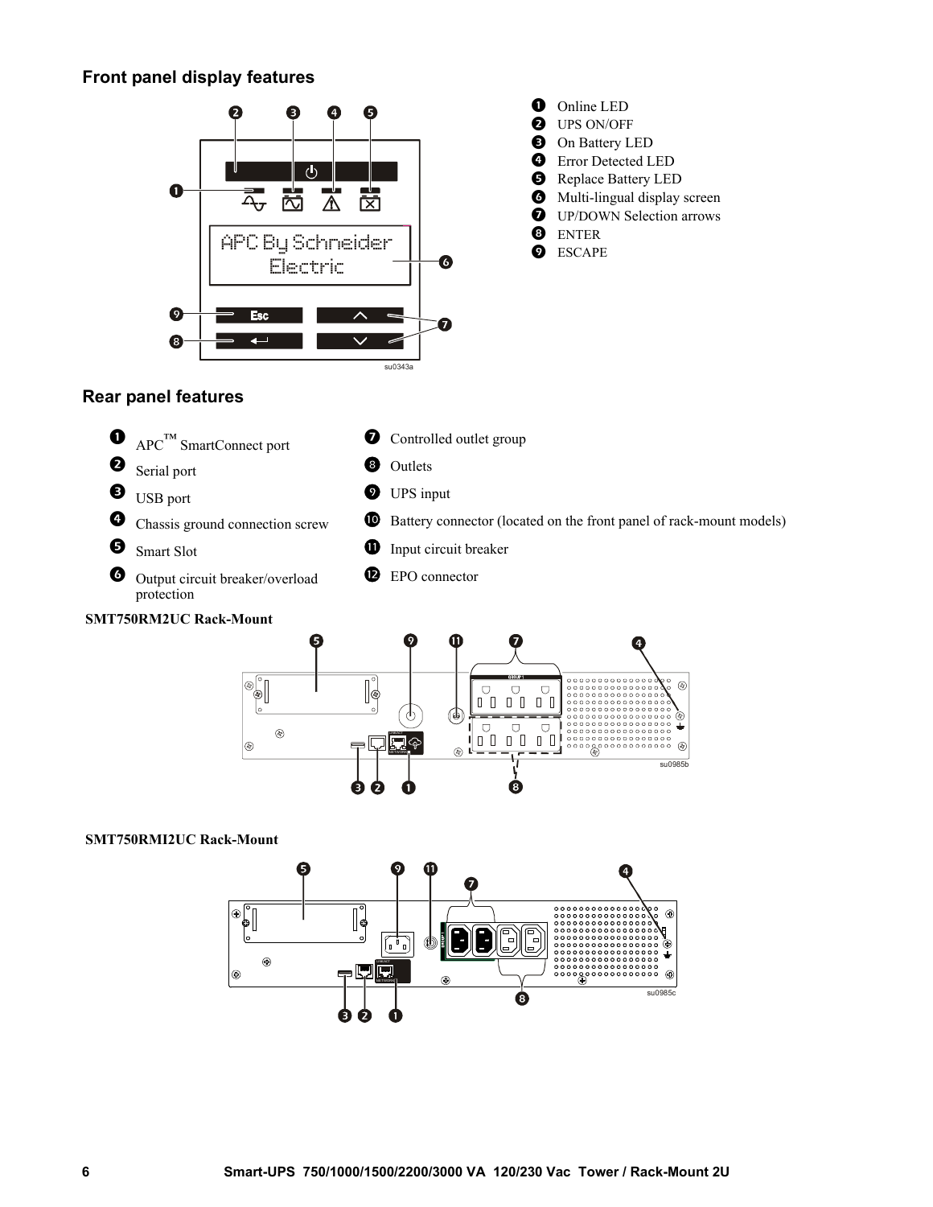## Front panel display features

1. Online LED
2. UPS ON/OFF
3. On Battery LED
4. Error Detected LED
5. Replace Battery LED
6. Multi-lingual display screen
7. UP/DOWN Selection arrows
8. ENTER
9. ESCAPE

## Rear panel features

1. APC™ SmartConnect port
2. Serial port
3. USB port
4. Chassis ground connection screw
5. Smart Slot
6. Output circuit breaker/overload protection
7. Controlled outlet group
8. Outlets
9. UPS input
10. Battery connector (located on the front panel of rack-mount models)
11. Input circuit breaker
12. EPO connector

**SMT750RM2UC Rack-Mount**

**SMT750RMI2UC Rack-Mount**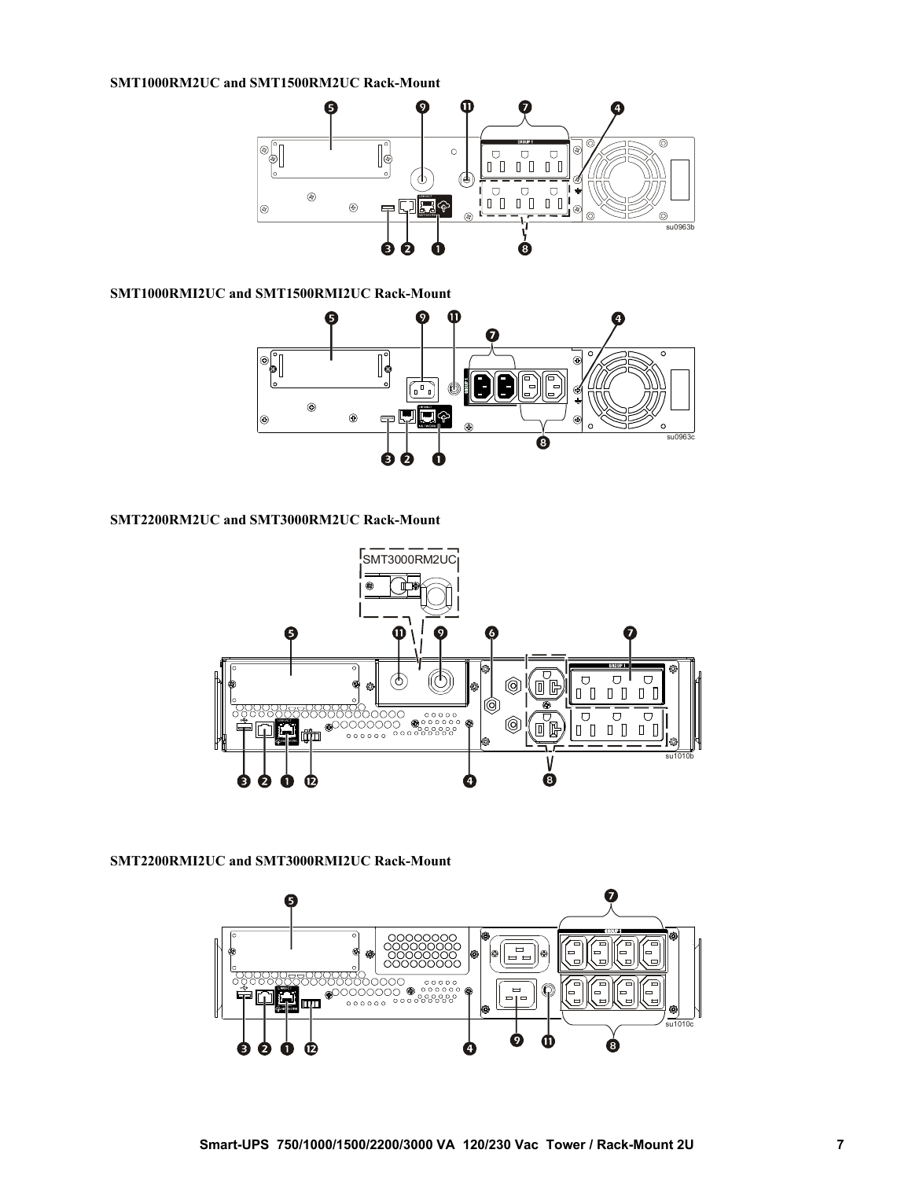**SMT1000RM2UC and SMT1500RM2UC Rack-Mount**

**SMT1000RMI2UC and SMT1500RMI2UC Rack-Mount**

**SMT2200RM2UC and SMT3000RM2UC Rack-Mount**

**SMT2200RMI2UC and SMT3000RMI2UC Rack-Mount**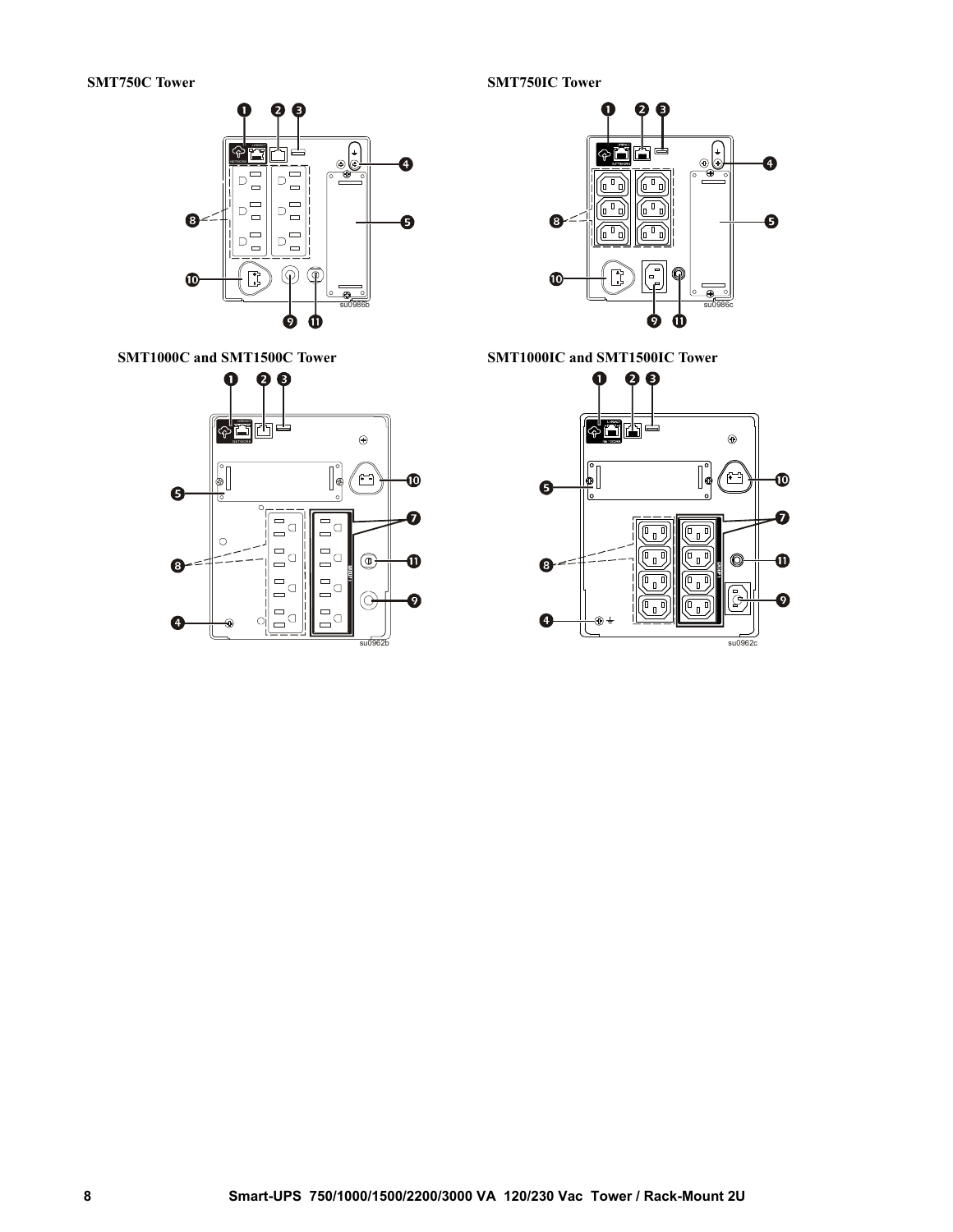**SMT750C Tower**

**SMT750IC Tower**

**SMT1000C and SMT1500C Tower**

**SMT1000IC and SMT1500IC Tower**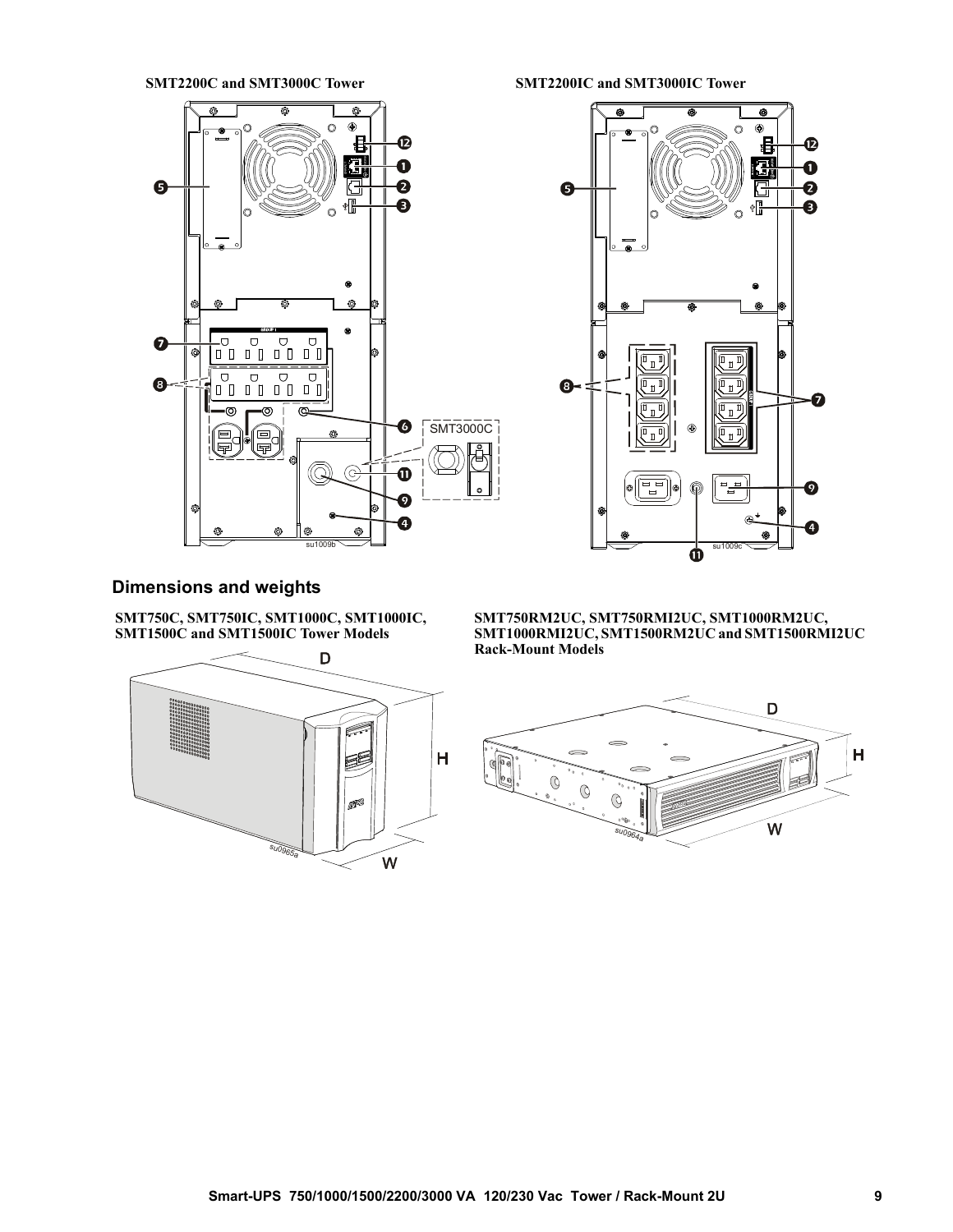**SMT2200C and SMT3000C Tower**

**SMT2200IC and SMT3000IC Tower**

## Dimensions and weights

**SMT750C, SMT750IC, SMT1000C, SMT1000IC, SMT1500C and SMT1500IC Tower Models**

**SMT750RM2UC, SMT750RMI2UC, SMT1000RM2UC, SMT1000RMI2UC, SMT1500RM2UC and SMT1500RMI2UC Rack-Mount Models**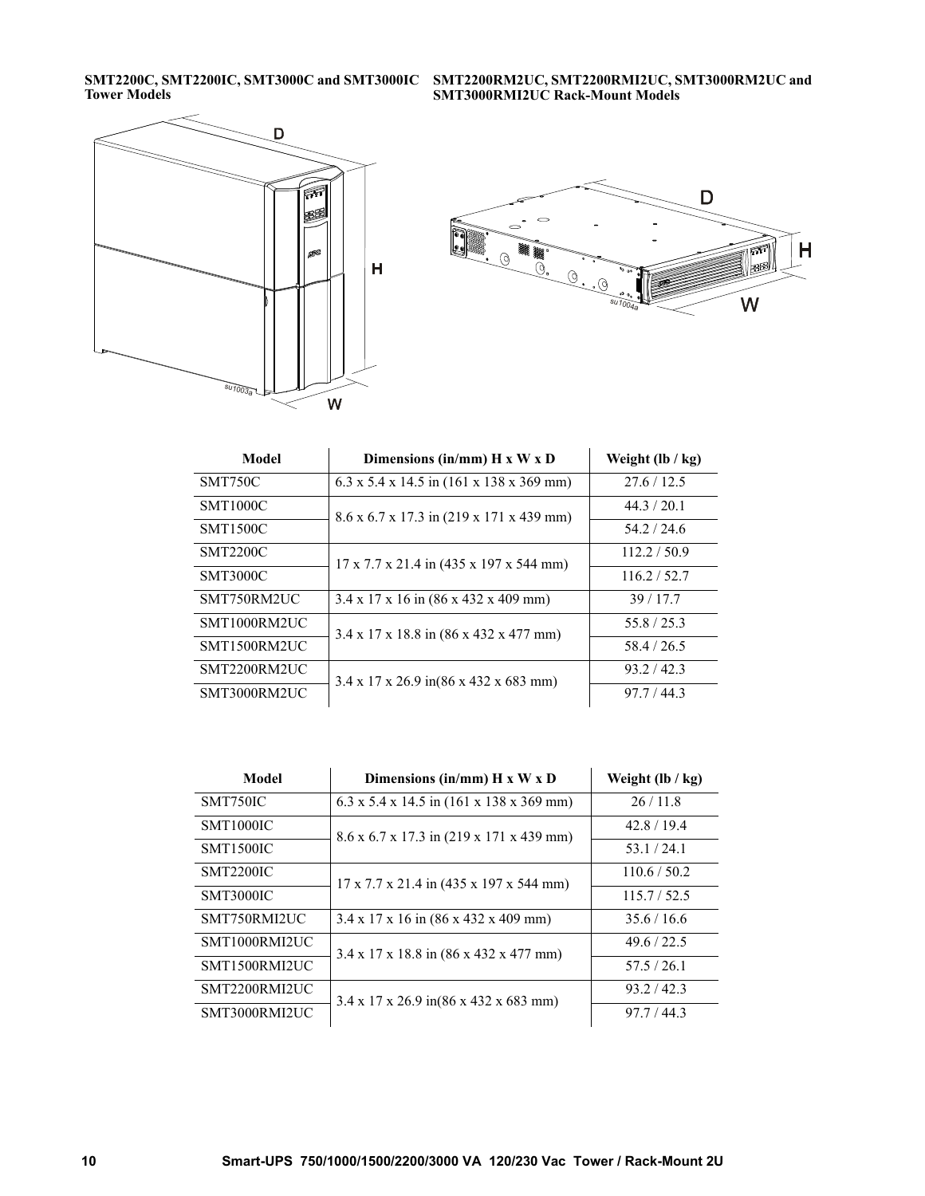**SMT2200C, SMT2200IC, SMT3000C and SMT3000IC Tower Models**

**SMT2200RM2UC, SMT2200RMI2UC, SMT3000RM2UC and SMT3000RMI2UC Rack-Mount Models**

| Model | Dimensions (in/mm) H x W x D | Weight (lb / kg) |
|---|---|---|
| SMT750C | 6.3 x 5.4 x 14.5 in (161 x 138 x 369 mm) | 27.6 / 12.5 |
| SMT1000C | 8.6 x 6.7 x 17.3 in (219 x 171 x 439 mm) | 44.3 / 20.1 |
| SMT1500C | | 54.2 / 24.6 |
| SMT2200C | 17 x 7.7 x 21.4 in (435 x 197 x 544 mm) | 112.2 / 50.9 |
| SMT3000C | | 116.2 / 52.7 |
| SMT750RM2UC | 3.4 x 17 x 16 in (86 x 432 x 409 mm) | 39 / 17.7 |
| SMT1000RM2UC | 3.4 x 17 x 18.8 in (86 x 432 x 477 mm) | 55.8 / 25.3 |
| SMT1500RM2UC | | 58.4 / 26.5 |
| SMT2200RM2UC | 3.4 x 17 x 26.9 in(86 x 432 x 683 mm) | 93.2 / 42.3 |
| SMT3000RM2UC | | 97.7 / 44.3 |

| Model | Dimensions (in/mm) H x W x D | Weight (lb / kg) |
|---|---|---|
| SMT750IC | 6.3 x 5.4 x 14.5 in (161 x 138 x 369 mm) | 26 / 11.8 |
| SMT1000IC | 8.6 x 6.7 x 17.3 in (219 x 171 x 439 mm) | 42.8 / 19.4 |
| SMT1500IC | | 53.1 / 24.1 |
| SMT2200IC | 17 x 7.7 x 21.4 in (435 x 197 x 544 mm) | 110.6 / 50.2 |
| SMT3000IC | | 115.7 / 52.5 |
| SMT750RMI2UC | 3.4 x 17 x 16 in (86 x 432 x 409 mm) | 35.6 / 16.6 |
| SMT1000RMI2UC | 3.4 x 17 x 18.8 in (86 x 432 x 477 mm) | 49.6 / 22.5 |
| SMT1500RMI2UC | | 57.5 / 26.1 |
| SMT2200RMI2UC | 3.4 x 17 x 26.9 in(86 x 432 x 683 mm) | 93.2 / 42.3 |
| SMT3000RMI2UC | | 97.7 / 44.3 |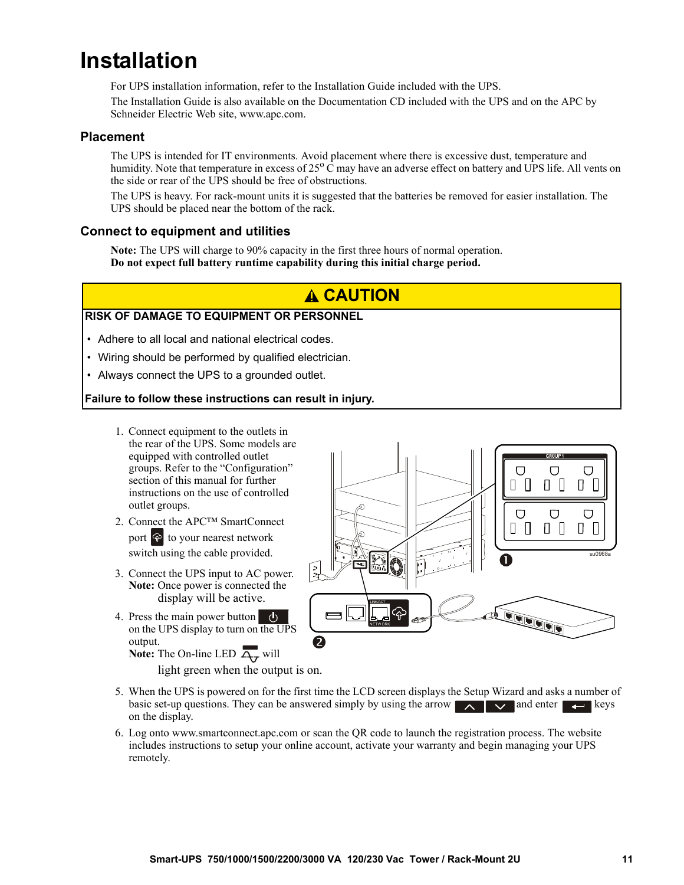# Installation

For UPS installation information, refer to the Installation Guide included with the UPS.

The Installation Guide is also available on the Documentation CD included with the UPS and on the APC by Schneider Electric Web site, www.apc.com.

## Placement

The UPS is intended for IT environments. Avoid placement where there is excessive dust, temperature and humidity. Note that temperature in excess of 25° C may have an adverse effect on battery and UPS life. All vents on the side or rear of the UPS should be free of obstructions.

The UPS is heavy. For rack-mount units it is suggested that the batteries be removed for easier installation. The UPS should be placed near the bottom of the rack.

## Connect to equipment and utilities

**Note:** The UPS will charge to 90% capacity in the first three hours of normal operation.
**Do not expect full battery runtime capability during this initial charge period.**

> **⚠ CAUTION**
>
> **RISK OF DAMAGE TO EQUIPMENT OR PERSONNEL**
>
> - Adhere to all local and national electrical codes.
> - Wiring should be performed by qualified electrician.
> - Always connect the UPS to a grounded outlet.
>
> **Failure to follow these instructions can result in injury.**

1. Connect equipment to the outlets in the rear of the UPS. Some models are equipped with controlled outlet groups. Refer to the "Configuration" section of this manual for further instructions on the use of controlled outlet groups.
2. Connect the APC™ SmartConnect port to your nearest network switch using the cable provided.
3. Connect the UPS input to AC power.
   **Note:** Once power is connected the display will be active.
4. Press the main power button on the UPS display to turn on the UPS output.
   **Note:** The On-line LED will light green when the output is on.
5. When the UPS is powered on for the first time the LCD screen displays the Setup Wizard and asks a number of basic set-up questions. They can be answered simply by using the arrow and enter keys on the display.
6. Log onto www.smartconnect.apc.com or scan the QR code to launch the registration process. The website includes instructions to setup your online account, activate your warranty and begin managing your UPS remotely.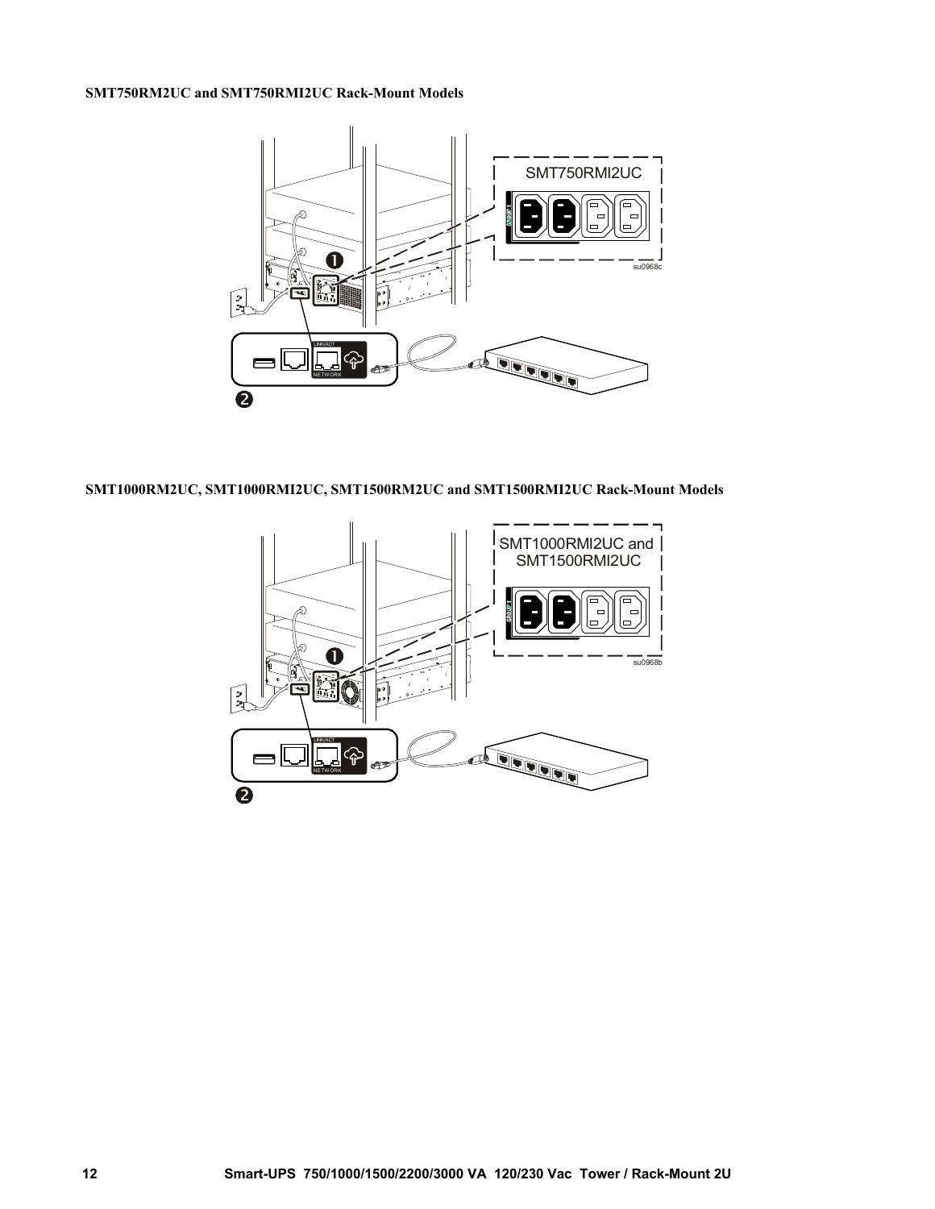**SMT750RM2UC and SMT750RMI2UC Rack-Mount Models**

**SMT1000RM2UC, SMT1000RMI2UC, SMT1500RM2UC and SMT1500RMI2UC Rack-Mount Models**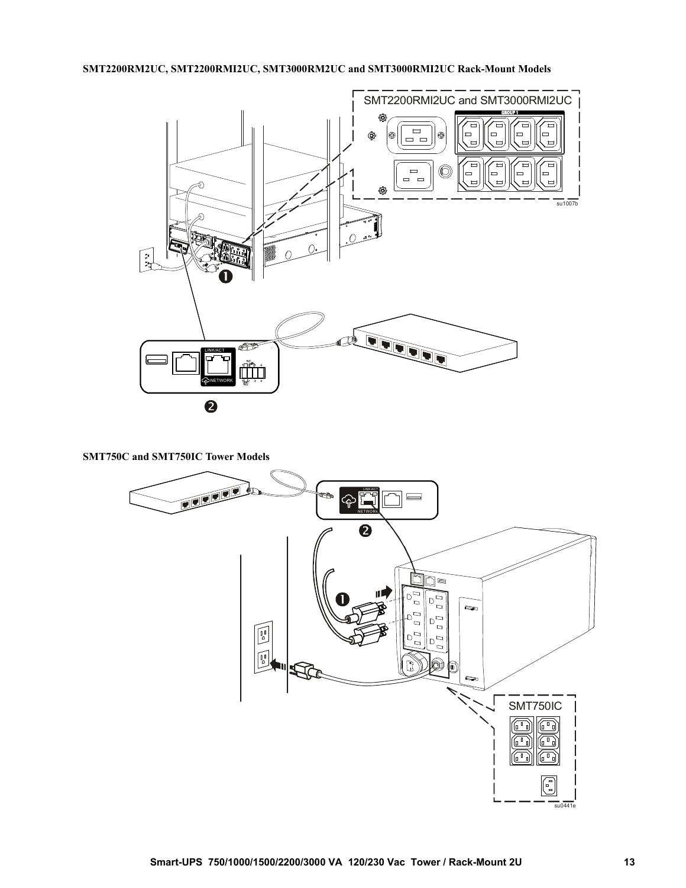**SMT2200RM2UC, SMT2200RMI2UC, SMT3000RM2UC and SMT3000RMI2UC Rack-Mount Models**

**SMT750C and SMT750IC Tower Models**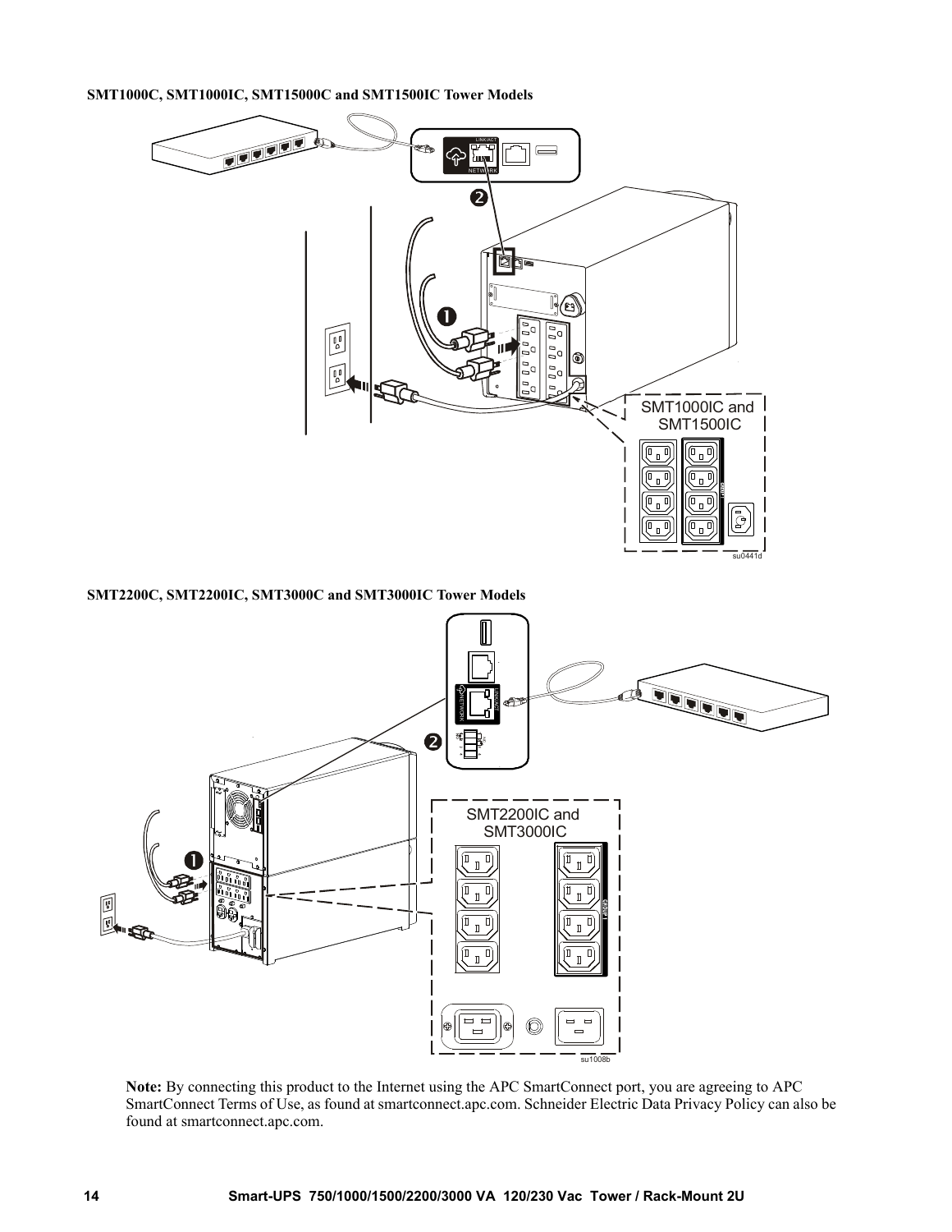**SMT1000C, SMT1000IC, SMT15000C and SMT1500IC Tower Models**

SMT1000IC and SMT1500IC

su0441d

**SMT2200C, SMT2200IC, SMT3000C and SMT3000IC Tower Models**

SMT2200IC and SMT3000IC

su1008b

**Note:** By connecting this product to the Internet using the APC SmartConnect port, you are agreeing to APC SmartConnect Terms of Use, as found at smartconnect.apc.com. Schneider Electric Data Privacy Policy can also be found at smartconnect.apc.com.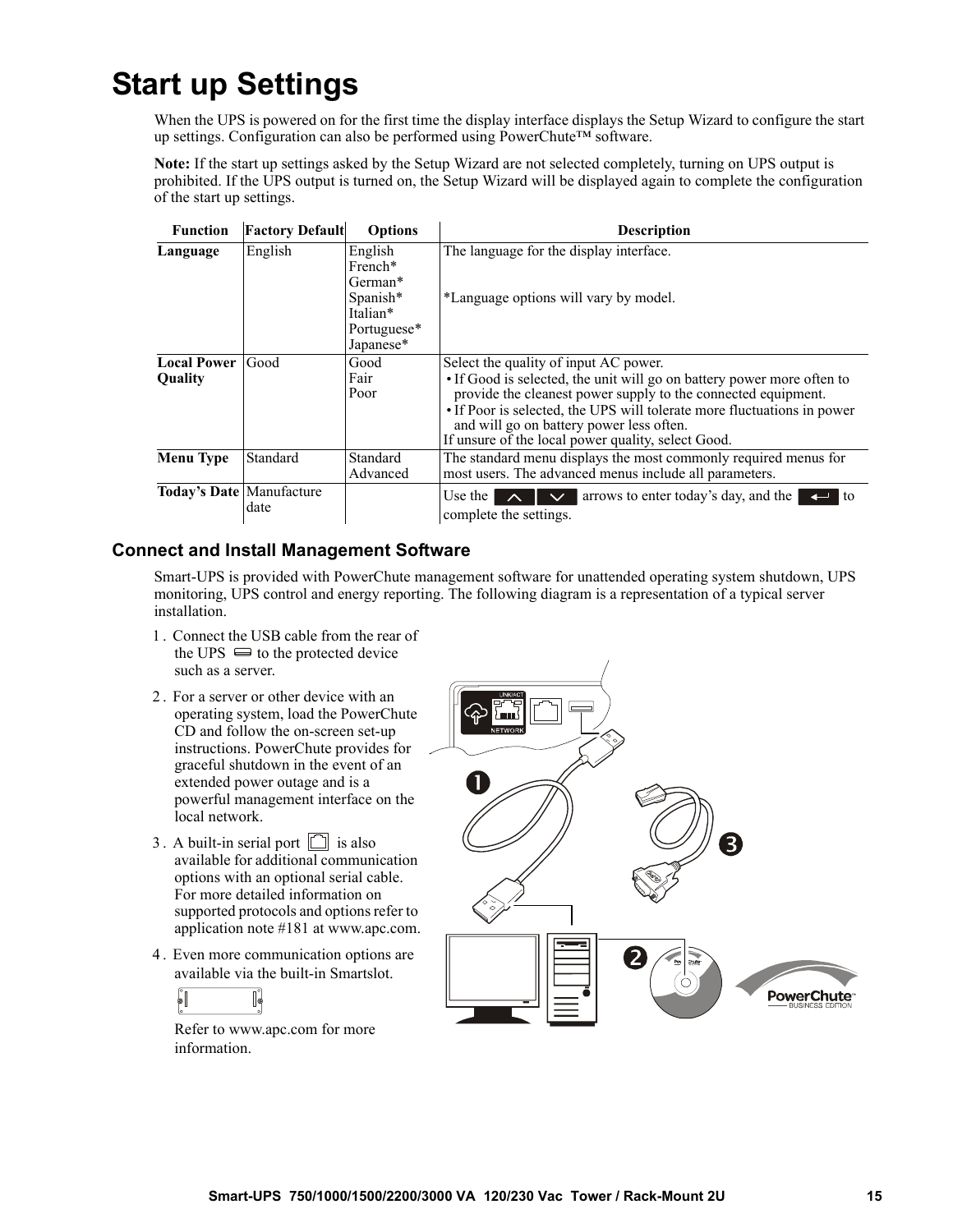# Start up Settings

When the UPS is powered on for the first time the display interface displays the Setup Wizard to configure the start up settings. Configuration can also be performed using PowerChute™ software.

**Note:** If the start up settings asked by the Setup Wizard are not selected completely, turning on UPS output is prohibited. If the UPS output is turned on, the Setup Wizard will be displayed again to complete the configuration of the start up settings.

| Function | Factory Default | Options | Description |
|---|---|---|---|
| **Language** | English | English<br>French*<br>German*<br>Spanish*<br>Italian*<br>Portuguese*<br>Japanese* | The language for the display interface.<br><br>*Language options will vary by model. |
| **Local Power Quality** | Good | Good<br>Fair<br>Poor | Select the quality of input AC power.<br>• If Good is selected, the unit will go on battery power more often to provide the cleanest power supply to the connected equipment.<br>• If Poor is selected, the UPS will tolerate more fluctuations in power and will go on battery power less often.<br>If unsure of the local power quality, select Good. |
| **Menu Type** | Standard | Standard<br>Advanced | The standard menu displays the most commonly required menus for most users. The advanced menus include all parameters. |
| **Today's Date** | Manufacture date | | Use the up/down arrows to enter today's day, and the enter key to complete the settings. |

## Connect and Install Management Software

Smart-UPS is provided with PowerChute management software for unattended operating system shutdown, UPS monitoring, UPS control and energy reporting. The following diagram is a representation of a typical server installation.

1. Connect the USB cable from the rear of the UPS to the protected device such as a server.
2. For a server or other device with an operating system, load the PowerChute CD and follow the on-screen set-up instructions. PowerChute provides for graceful shutdown in the event of an extended power outage and is a powerful management interface on the local network.
3. A built-in serial port is also available for additional communication options with an optional serial cable. For more detailed information on supported protocols and options refer to application note #181 at www.apc.com.
4. Even more communication options are available via the built-in Smartslot.

   Refer to www.apc.com for more information.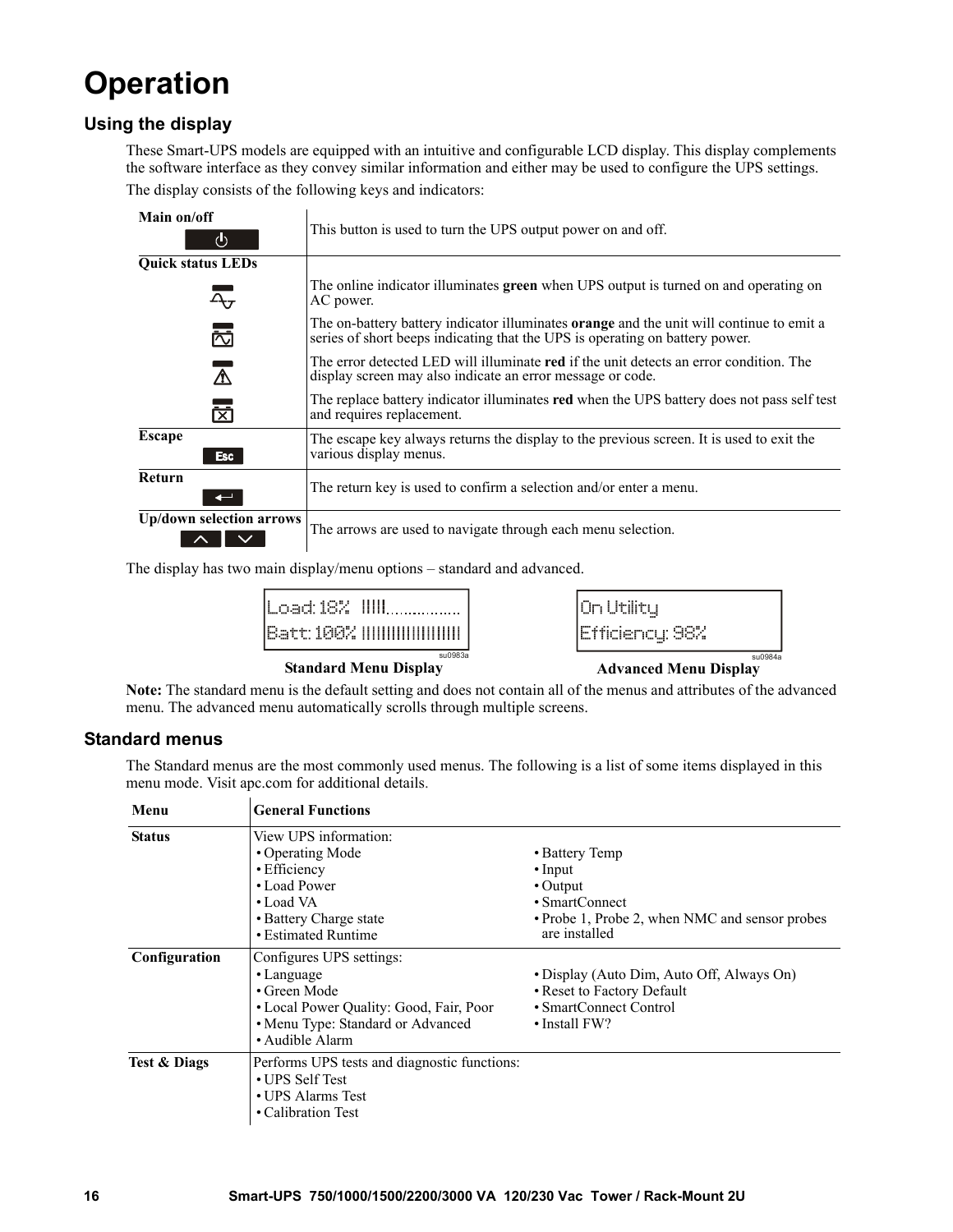# Operation

## Using the display

These Smart-UPS models are equipped with an intuitive and configurable LCD display. This display complements the software interface as they convey similar information and either may be used to configure the UPS settings.

The display consists of the following keys and indicators:

| | |
|---|---|
| **Main on/off** | This button is used to turn the UPS output power on and off. |
| **Quick status LEDs** | The online indicator illuminates **green** when UPS output is turned on and operating on AC power. |
| | The on-battery battery indicator illuminates **orange** and the unit will continue to emit a series of short beeps indicating that the UPS is operating on battery power. |
| | The error detected LED will illuminate **red** if the unit detects an error condition. The display screen may also indicate an error message or code. |
| | The replace battery indicator illuminates **red** when the UPS battery does not pass self test and requires replacement. |
| **Escape** | The escape key always returns the display to the previous screen. It is used to exit the various display menus. |
| **Return** | The return key is used to confirm a selection and/or enter a menu. |
| **Up/down selection arrows** | The arrows are used to navigate through each menu selection. |

The display has two main display/menu options – standard and advanced.

Load: 18%
Batt: 100%

**Standard Menu Display**

On Utility
Efficiency: 98%

**Advanced Menu Display**

**Note:** The standard menu is the default setting and does not contain all of the menus and attributes of the advanced menu. The advanced menu automatically scrolls through multiple screens.

## Standard menus

The Standard menus are the most commonly used menus. The following is a list of some items displayed in this menu mode. Visit apc.com for additional details.

| Menu | General Functions | |
|---|---|---|
| **Status** | View UPS information:<br>• Operating Mode<br>• Efficiency<br>• Load Power<br>• Load VA<br>• Battery Charge state<br>• Estimated Runtime | • Battery Temp<br>• Input<br>• Output<br>• SmartConnect<br>• Probe 1, Probe 2, when NMC and sensor probes are installed |
| **Configuration** | Configures UPS settings:<br>• Language<br>• Green Mode<br>• Local Power Quality: Good, Fair, Poor<br>• Menu Type: Standard or Advanced<br>• Audible Alarm | • Display (Auto Dim, Auto Off, Always On)<br>• Reset to Factory Default<br>• SmartConnect Control<br>• Install FW? |
| **Test & Diags** | Performs UPS tests and diagnostic functions:<br>• UPS Self Test<br>• UPS Alarms Test<br>• Calibration Test | |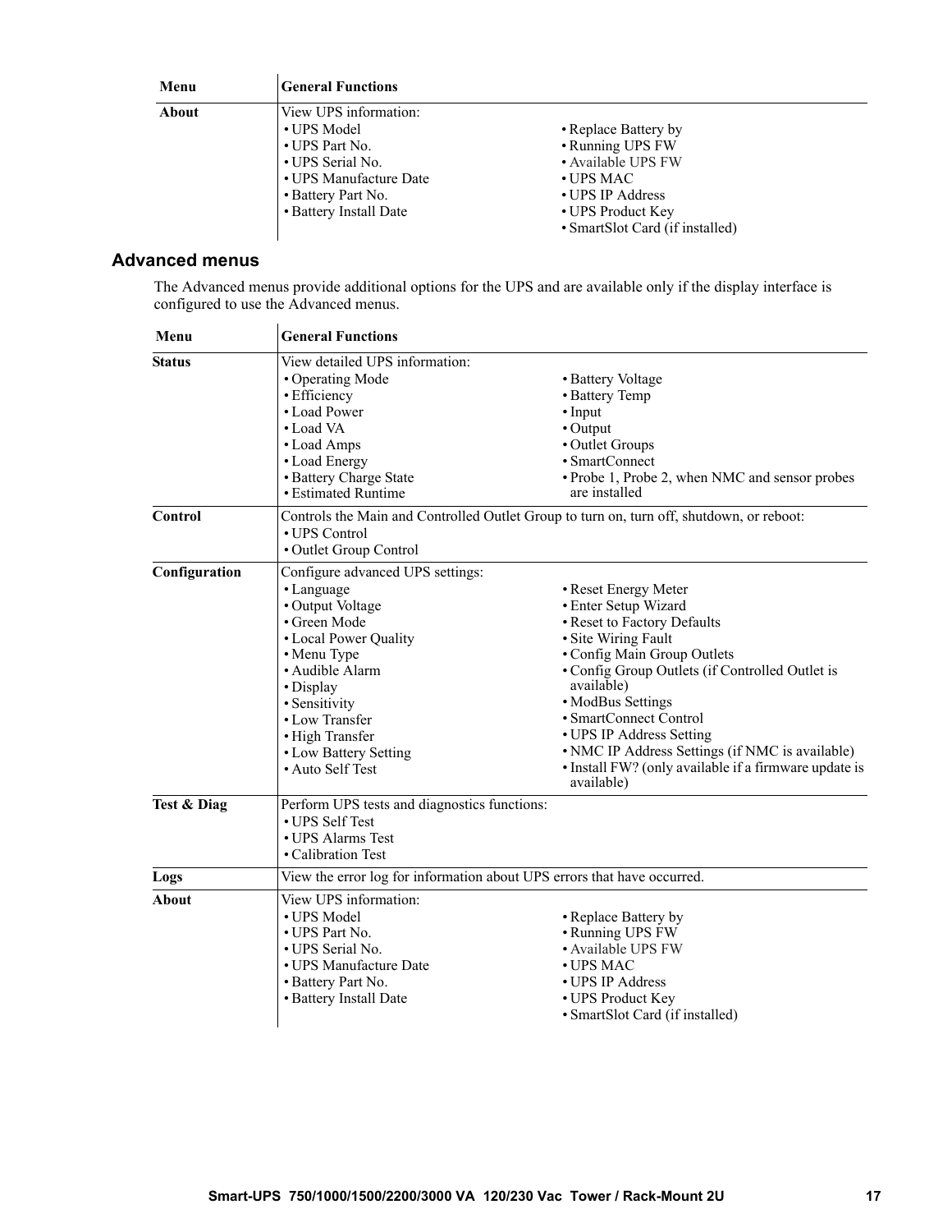| Menu | General Functions |
|---|---|
| **About** | View UPS information:<br>• UPS Model<br>• UPS Part No.<br>• UPS Serial No.<br>• UPS Manufacture Date<br>• Battery Part No.<br>• Battery Install Date<br>• Replace Battery by<br>• Running UPS FW<br>• Available UPS FW<br>• UPS MAC<br>• UPS IP Address<br>• UPS Product Key<br>• SmartSlot Card (if installed) |

## Advanced menus

The Advanced menus provide additional options for the UPS and are available only if the display interface is configured to use the Advanced menus.

| Menu | General Functions |
|---|---|
| **Status** | View detailed UPS information:<br>• Operating Mode<br>• Efficiency<br>• Load Power<br>• Load VA<br>• Load Amps<br>• Load Energy<br>• Battery Charge State<br>• Estimated Runtime<br>• Battery Voltage<br>• Battery Temp<br>• Input<br>• Output<br>• Outlet Groups<br>• SmartConnect<br>• Probe 1, Probe 2, when NMC and sensor probes are installed |
| **Control** | Controls the Main and Controlled Outlet Group to turn on, turn off, shutdown, or reboot:<br>• UPS Control<br>• Outlet Group Control |
| **Configuration** | Configure advanced UPS settings:<br>• Language<br>• Output Voltage<br>• Green Mode<br>• Local Power Quality<br>• Menu Type<br>• Audible Alarm<br>• Display<br>• Sensitivity<br>• Low Transfer<br>• High Transfer<br>• Low Battery Setting<br>• Auto Self Test<br>• Reset Energy Meter<br>• Enter Setup Wizard<br>• Reset to Factory Defaults<br>• Site Wiring Fault<br>• Config Main Group Outlets<br>• Config Group Outlets (if Controlled Outlet is available)<br>• ModBus Settings<br>• SmartConnect Control<br>• UPS IP Address Setting<br>• NMC IP Address Settings (if NMC is available)<br>• Install FW? (only available if a firmware update is available) |
| **Test & Diag** | Perform UPS tests and diagnostics functions:<br>• UPS Self Test<br>• UPS Alarms Test<br>• Calibration Test |
| **Logs** | View the error log for information about UPS errors that have occurred. |
| **About** | View UPS information:<br>• UPS Model<br>• UPS Part No.<br>• UPS Serial No.<br>• UPS Manufacture Date<br>• Battery Part No.<br>• Battery Install Date<br>• Replace Battery by<br>• Running UPS FW<br>• Available UPS FW<br>• UPS MAC<br>• UPS IP Address<br>• UPS Product Key<br>• SmartSlot Card (if installed) |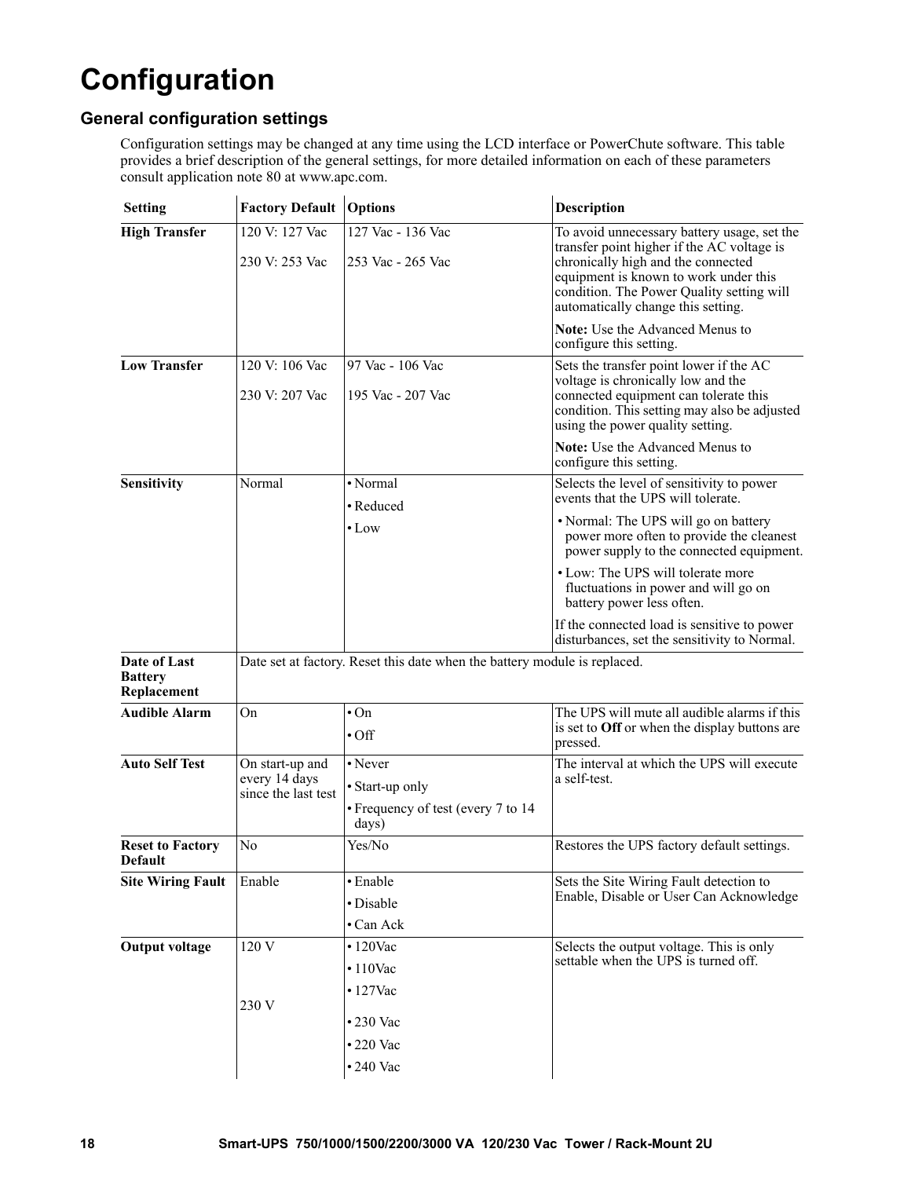# Configuration

## General configuration settings

Configuration settings may be changed at any time using the LCD interface or PowerChute software. This table provides a brief description of the general settings, for more detailed information on each of these parameters consult application note 80 at www.apc.com.

| Setting | Factory Default | Options | Description |
|---|---|---|---|
| **High Transfer** | 120 V: 127 Vac<br><br>230 V: 253 Vac | 127 Vac - 136 Vac<br><br>253 Vac - 265 Vac | To avoid unnecessary battery usage, set the transfer point higher if the AC voltage is chronically high and the connected equipment is known to work under this condition. The Power Quality setting will automatically change this setting.<br><br>**Note:** Use the Advanced Menus to configure this setting. |
| **Low Transfer** | 120 V: 106 Vac<br><br>230 V: 207 Vac | 97 Vac - 106 Vac<br><br>195 Vac - 207 Vac | Sets the transfer point lower if the AC voltage is chronically low and the connected equipment can tolerate this condition. This setting may also be adjusted using the power quality setting.<br><br>**Note:** Use the Advanced Menus to configure this setting. |
| **Sensitivity** | Normal | • Normal<br>• Reduced<br>• Low | Selects the level of sensitivity to power events that the UPS will tolerate.<br>• Normal: The UPS will go on battery power more often to provide the cleanest power supply to the connected equipment.<br>• Low: The UPS will tolerate more fluctuations in power and will go on battery power less often.<br><br>If the connected load is sensitive to power disturbances, set the sensitivity to Normal. |
| **Date of Last Battery Replacement** | Date set at factory. Reset this date when the battery module is replaced. | | |
| **Audible Alarm** | On | • On<br>• Off | The UPS will mute all audible alarms if this is set to **Off** or when the display buttons are pressed. |
| **Auto Self Test** | On start-up and every 14 days since the last test | • Never<br>• Start-up only<br>• Frequency of test (every 7 to 14 days) | The interval at which the UPS will execute a self-test. |
| **Reset to Factory Default** | No | Yes/No | Restores the UPS factory default settings. |
| **Site Wiring Fault** | Enable | • Enable<br>• Disable<br>• Can Ack | Sets the Site Wiring Fault detection to Enable, Disable or User Can Acknowledge |
| **Output voltage** | 120 V<br><br>230 V | • 120Vac<br>• 110Vac<br>• 127Vac<br>• 230 Vac<br>• 220 Vac<br>• 240 Vac | Selects the output voltage. This is only settable when the UPS is turned off. |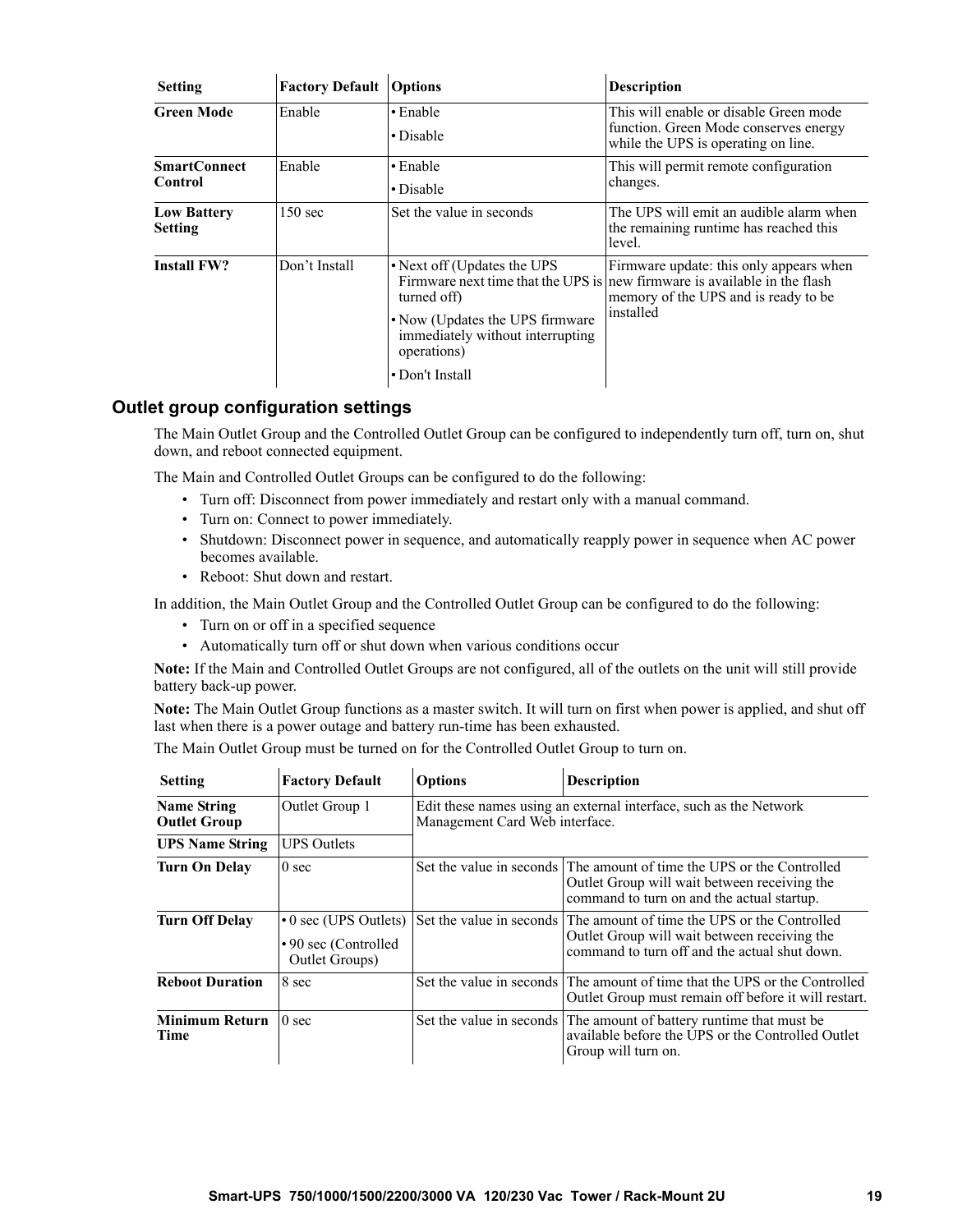| Setting | Factory Default | Options | Description |
|---|---|---|---|
| **Green Mode** | Enable | • Enable<br>• Disable | This will enable or disable Green mode function. Green Mode conserves energy while the UPS is operating on line. |
| **SmartConnect Control** | Enable | • Enable<br>• Disable | This will permit remote configuration changes. |
| **Low Battery Setting** | 150 sec | Set the value in seconds | The UPS will emit an audible alarm when the remaining runtime has reached this level. |
| **Install FW?** | Don't Install | • Next off (Updates the UPS Firmware next time that the UPS is turned off)<br>• Now (Updates the UPS firmware immediately without interrupting operations)<br>• Don't Install | Firmware update: this only appears when new firmware is available in the flash memory of the UPS and is ready to be installed |

## Outlet group configuration settings

The Main Outlet Group and the Controlled Outlet Group can be configured to independently turn off, turn on, shut down, and reboot connected equipment.

The Main and Controlled Outlet Groups can be configured to do the following:

- Turn off: Disconnect from power immediately and restart only with a manual command.
- Turn on: Connect to power immediately.
- Shutdown: Disconnect power in sequence, and automatically reapply power in sequence when AC power becomes available.
- Reboot: Shut down and restart.

In addition, the Main Outlet Group and the Controlled Outlet Group can be configured to do the following:

- Turn on or off in a specified sequence
- Automatically turn off or shut down when various conditions occur

**Note:** If the Main and Controlled Outlet Groups are not configured, all of the outlets on the unit will still provide battery back-up power.

**Note:** The Main Outlet Group functions as a master switch. It will turn on first when power is applied, and shut off last when there is a power outage and battery run-time has been exhausted.

The Main Outlet Group must be turned on for the Controlled Outlet Group to turn on.

| Setting | Factory Default | Options | Description |
|---|---|---|---|
| **Name String Outlet Group** | Outlet Group 1 | Edit these names using an external interface, such as the Network Management Card Web interface. | |
| **UPS Name String** | UPS Outlets | | |
| **Turn On Delay** | 0 sec | Set the value in seconds | The amount of time the UPS or the Controlled Outlet Group will wait between receiving the command to turn on and the actual startup. |
| **Turn Off Delay** | • 0 sec (UPS Outlets)<br>• 90 sec (Controlled Outlet Groups) | Set the value in seconds | The amount of time the UPS or the Controlled Outlet Group will wait between receiving the command to turn off and the actual shut down. |
| **Reboot Duration** | 8 sec | Set the value in seconds | The amount of time that the UPS or the Controlled Outlet Group must remain off before it will restart. |
| **Minimum Return Time** | 0 sec | Set the value in seconds | The amount of battery runtime that must be available before the UPS or the Controlled Outlet Group will turn on. |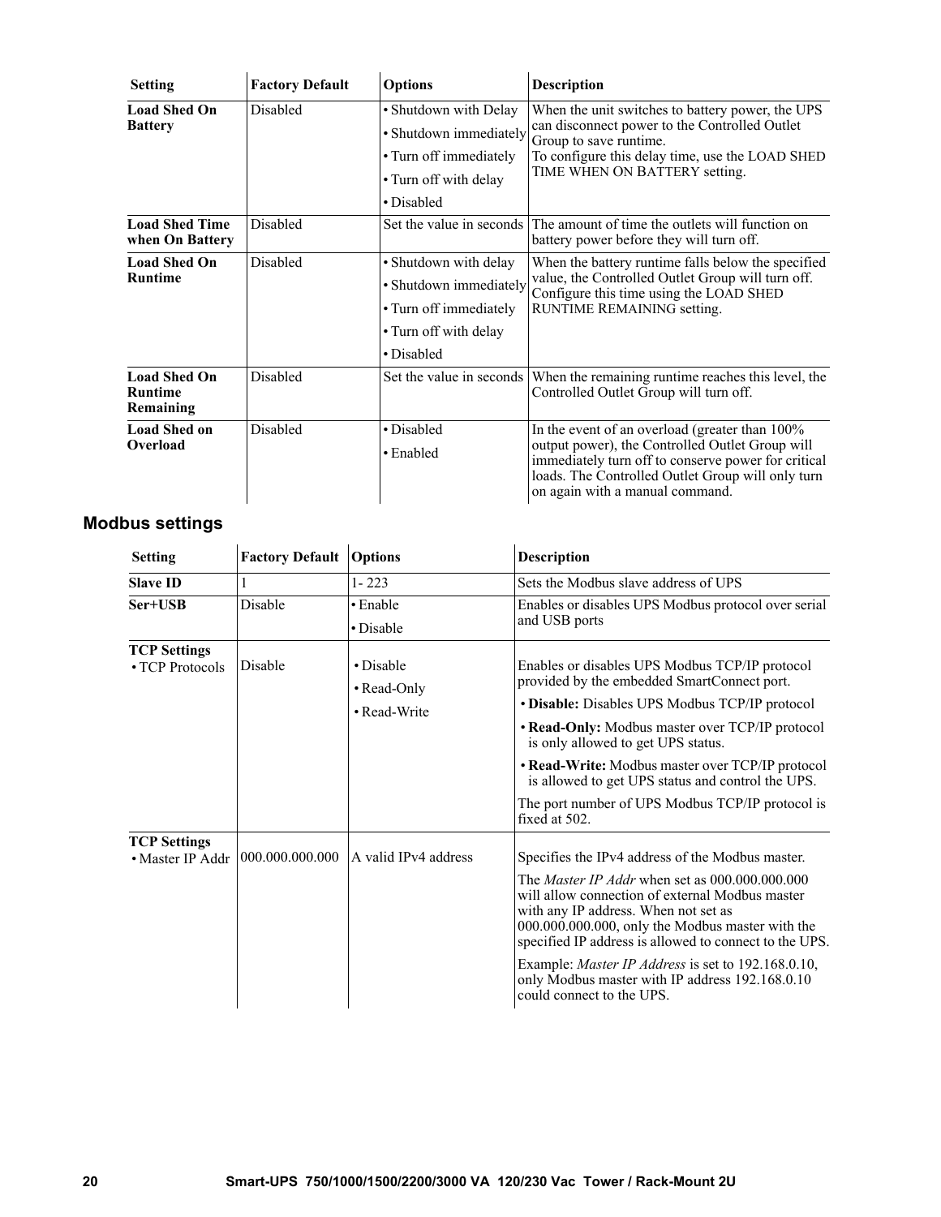| Setting | Factory Default | Options | Description |
|---|---|---|---|
| **Load Shed On Battery** | Disabled | • Shutdown with Delay<br>• Shutdown immediately<br>• Turn off immediately<br>• Turn off with delay<br>• Disabled | When the unit switches to battery power, the UPS can disconnect power to the Controlled Outlet Group to save runtime.<br>To configure this delay time, use the LOAD SHED TIME WHEN ON BATTERY setting. |
| **Load Shed Time when On Battery** | Disabled | Set the value in seconds | The amount of time the outlets will function on battery power before they will turn off. |
| **Load Shed On Runtime** | Disabled | • Shutdown with delay<br>• Shutdown immediately<br>• Turn off immediately<br>• Turn off with delay<br>• Disabled | When the battery runtime falls below the specified value, the Controlled Outlet Group will turn off. Configure this time using the LOAD SHED RUNTIME REMAINING setting. |
| **Load Shed On Runtime Remaining** | Disabled | Set the value in seconds | When the remaining runtime reaches this level, the Controlled Outlet Group will turn off. |
| **Load Shed on Overload** | Disabled | • Disabled<br>• Enabled | In the event of an overload (greater than 100% output power), the Controlled Outlet Group will immediately turn off to conserve power for critical loads. The Controlled Outlet Group will only turn on again with a manual command. |

## Modbus settings

| Setting | Factory Default | Options | Description |
|---|---|---|---|
| **Slave ID** | 1 | 1- 223 | Sets the Modbus slave address of UPS |
| **Ser+USB** | Disable | • Enable<br>• Disable | Enables or disables UPS Modbus protocol over serial and USB ports |
| **TCP Settings**<br>• TCP Protocols | Disable | • Disable<br>• Read-Only<br>• Read-Write | Enables or disables UPS Modbus TCP/IP protocol provided by the embedded SmartConnect port.<br>• **Disable:** Disables UPS Modbus TCP/IP protocol<br>• **Read-Only:** Modbus master over TCP/IP protocol is only allowed to get UPS status.<br>• **Read-Write:** Modbus master over TCP/IP protocol is allowed to get UPS status and control the UPS.<br>The port number of UPS Modbus TCP/IP protocol is fixed at 502. |
| **TCP Settings**<br>• Master IP Addr | 000.000.000.000 | A valid IPv4 address | Specifies the IPv4 address of the Modbus master.<br>The *Master IP Addr* when set as 000.000.000.000 will allow connection of external Modbus master with any IP address. When not set as 000.000.000.000, only the Modbus master with the specified IP address is allowed to connect to the UPS.<br>Example: *Master IP Address* is set to 192.168.0.10, only Modbus master with IP address 192.168.0.10 could connect to the UPS. |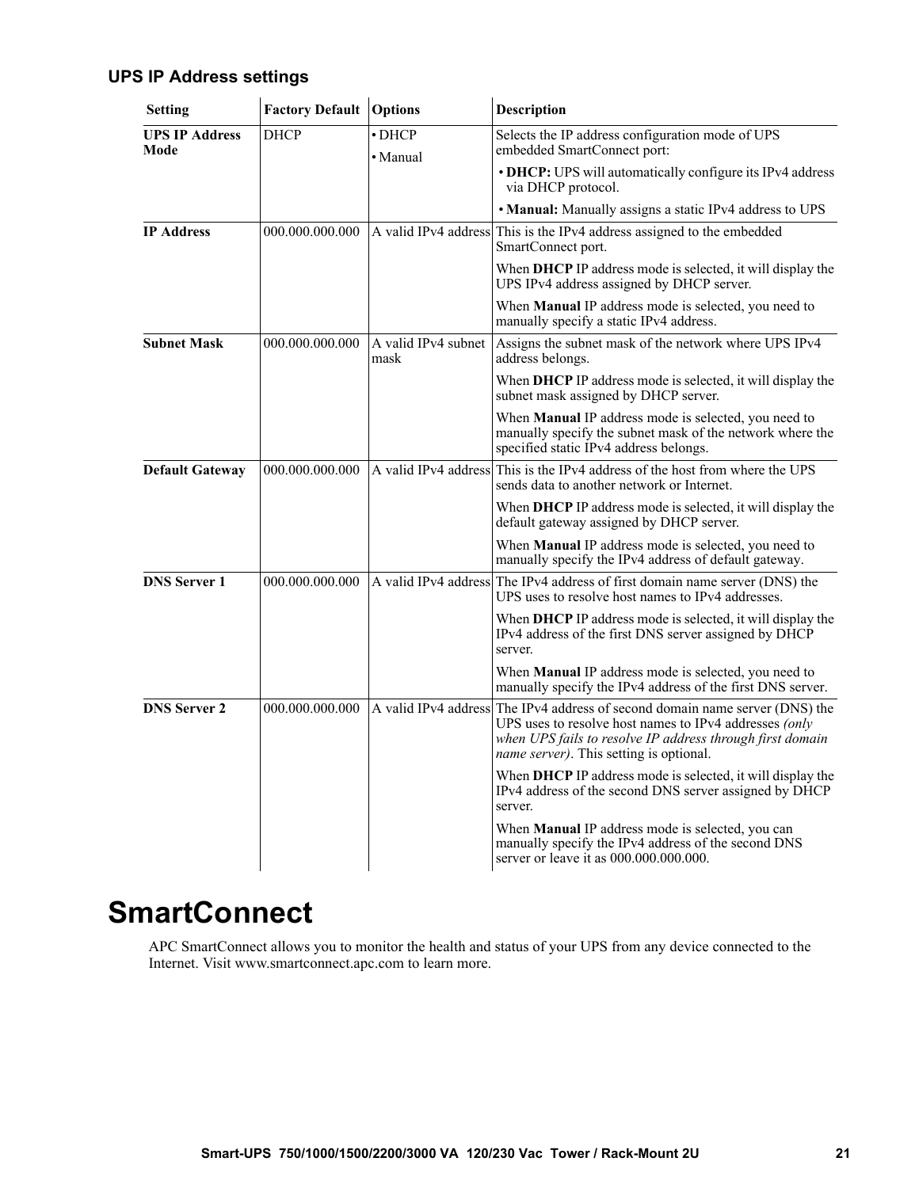### UPS IP Address settings

| Setting | Factory Default | Options | Description |
|---|---|---|---|
| **UPS IP Address Mode** | DHCP | • DHCP<br>• Manual | Selects the IP address configuration mode of UPS embedded SmartConnect port:<br>• **DHCP:** UPS will automatically configure its IPv4 address via DHCP protocol.<br>• **Manual:** Manually assigns a static IPv4 address to UPS |
| **IP Address** | 000.000.000.000 | A valid IPv4 address | This is the IPv4 address assigned to the embedded SmartConnect port.<br>When **DHCP** IP address mode is selected, it will display the UPS IPv4 address assigned by DHCP server.<br>When **Manual** IP address mode is selected, you need to manually specify a static IPv4 address. |
| **Subnet Mask** | 000.000.000.000 | A valid IPv4 subnet mask | Assigns the subnet mask of the network where UPS IPv4 address belongs.<br>When **DHCP** IP address mode is selected, it will display the subnet mask assigned by DHCP server.<br>When **Manual** IP address mode is selected, you need to manually specify the subnet mask of the network where the specified static IPv4 address belongs. |
| **Default Gateway** | 000.000.000.000 | A valid IPv4 address | This is the IPv4 address of the host from where the UPS sends data to another network or Internet.<br>When **DHCP** IP address mode is selected, it will display the default gateway assigned by DHCP server.<br>When **Manual** IP address mode is selected, you need to manually specify the IPv4 address of default gateway. |
| **DNS Server 1** | 000.000.000.000 | A valid IPv4 address | The IPv4 address of first domain name server (DNS) the UPS uses to resolve host names to IPv4 addresses.<br>When **DHCP** IP address mode is selected, it will display the IPv4 address of the first DNS server assigned by DHCP server.<br>When **Manual** IP address mode is selected, you need to manually specify the IPv4 address of the first DNS server. |
| **DNS Server 2** | 000.000.000.000 | A valid IPv4 address | The IPv4 address of second domain name server (DNS) the UPS uses to resolve host names to IPv4 addresses *(only when UPS fails to resolve IP address through first domain name server)*. This setting is optional.<br>When **DHCP** IP address mode is selected, it will display the IPv4 address of the second DNS server assigned by DHCP server.<br>When **Manual** IP address mode is selected, you can manually specify the IPv4 address of the second DNS server or leave it as 000.000.000.000. |

# SmartConnect

APC SmartConnect allows you to monitor the health and status of your UPS from any device connected to the Internet. Visit www.smartconnect.apc.com to learn more.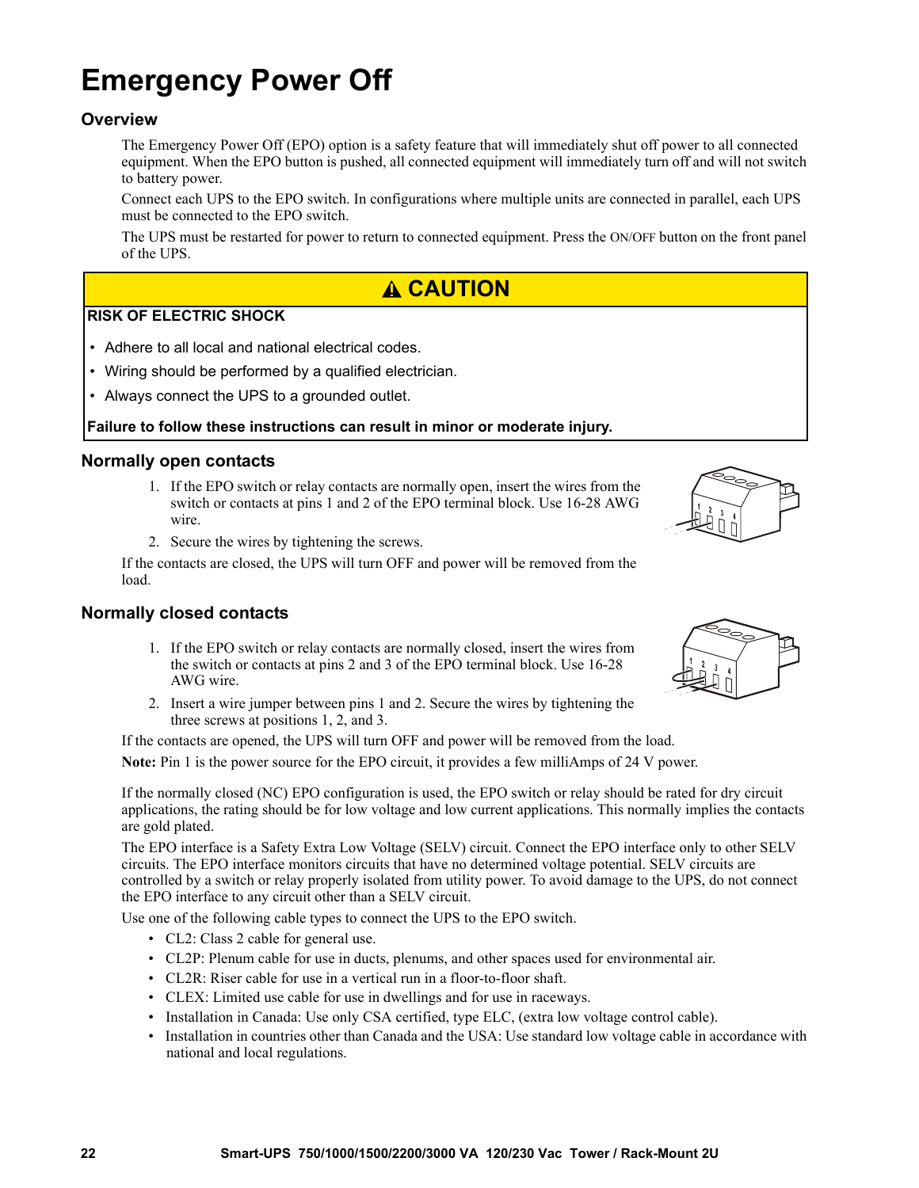# Emergency Power Off

## Overview

The Emergency Power Off (EPO) option is a safety feature that will immediately shut off power to all connected equipment. When the EPO button is pushed, all connected equipment will immediately turn off and will not switch to battery power.

Connect each UPS to the EPO switch. In configurations where multiple units are connected in parallel, each UPS must be connected to the EPO switch.

The UPS must be restarted for power to return to connected equipment. Press the ON/OFF button on the front panel of the UPS.

> **⚠ CAUTION**
>
> **RISK OF ELECTRIC SHOCK**
>
> - Adhere to all local and national electrical codes.
> - Wiring should be performed by a qualified electrician.
> - Always connect the UPS to a grounded outlet.
>
> **Failure to follow these instructions can result in minor or moderate injury.**

## Normally open contacts

1. If the EPO switch or relay contacts are normally open, insert the wires from the switch or contacts at pins 1 and 2 of the EPO terminal block. Use 16-28 AWG wire.
2. Secure the wires by tightening the screws.

If the contacts are closed, the UPS will turn OFF and power will be removed from the load.

## Normally closed contacts

1. If the EPO switch or relay contacts are normally closed, insert the wires from the switch or contacts at pins 2 and 3 of the EPO terminal block. Use 16-28 AWG wire.
2. Insert a wire jumper between pins 1 and 2. Secure the wires by tightening the three screws at positions 1, 2, and 3.

If the contacts are opened, the UPS will turn OFF and power will be removed from the load.

**Note:** Pin 1 is the power source for the EPO circuit, it provides a few milliAmps of 24 V power.

If the normally closed (NC) EPO configuration is used, the EPO switch or relay should be rated for dry circuit applications, the rating should be for low voltage and low current applications. This normally implies the contacts are gold plated.

The EPO interface is a Safety Extra Low Voltage (SELV) circuit. Connect the EPO interface only to other SELV circuits. The EPO interface monitors circuits that have no determined voltage potential. SELV circuits are controlled by a switch or relay properly isolated from utility power. To avoid damage to the UPS, do not connect the EPO interface to any circuit other than a SELV circuit.

Use one of the following cable types to connect the UPS to the EPO switch.

- CL2: Class 2 cable for general use.
- CL2P: Plenum cable for use in ducts, plenums, and other spaces used for environmental air.
- CL2R: Riser cable for use in a vertical run in a floor-to-floor shaft.
- CLEX: Limited use cable for use in dwellings and for use in raceways.
- Installation in Canada: Use only CSA certified, type ELC, (extra low voltage control cable).
- Installation in countries other than Canada and the USA: Use standard low voltage cable in accordance with national and local regulations.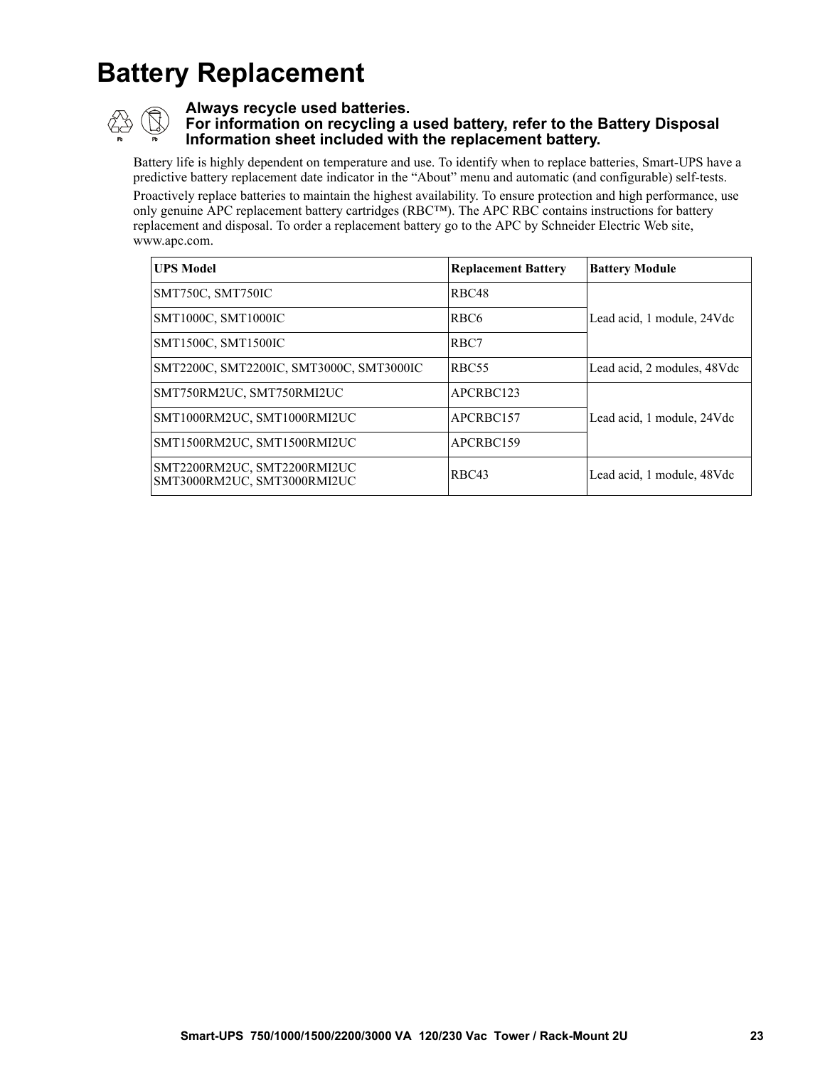# Battery Replacement

**Always recycle used batteries.**
**For information on recycling a used battery, refer to the Battery Disposal Information sheet included with the replacement battery.**

Battery life is highly dependent on temperature and use. To identify when to replace batteries, Smart-UPS have a predictive battery replacement date indicator in the “About” menu and automatic (and configurable) self-tests.

Proactively replace batteries to maintain the highest availability. To ensure protection and high performance, use only genuine APC replacement battery cartridges (RBC™). The APC RBC contains instructions for battery replacement and disposal. To order a replacement battery go to the APC by Schneider Electric Web site, www.apc.com.

| UPS Model | Replacement Battery | Battery Module |
|---|---|---|
| SMT750C, SMT750IC | RBC48 | Lead acid, 1 module, 24Vdc |
| SMT1000C, SMT1000IC | RBC6 | |
| SMT1500C, SMT1500IC | RBC7 | |
| SMT2200C, SMT2200IC, SMT3000C, SMT3000IC | RBC55 | Lead acid, 2 modules, 48Vdc |
| SMT750RM2UC, SMT750RMI2UC | APCRBC123 | Lead acid, 1 module, 24Vdc |
| SMT1000RM2UC, SMT1000RMI2UC | APCRBC157 | |
| SMT1500RM2UC, SMT1500RMI2UC | APCRBC159 | |
| SMT2200RM2UC, SMT2200RMI2UC SMT3000RM2UC, SMT3000RMI2UC | RBC43 | Lead acid, 1 module, 48Vdc |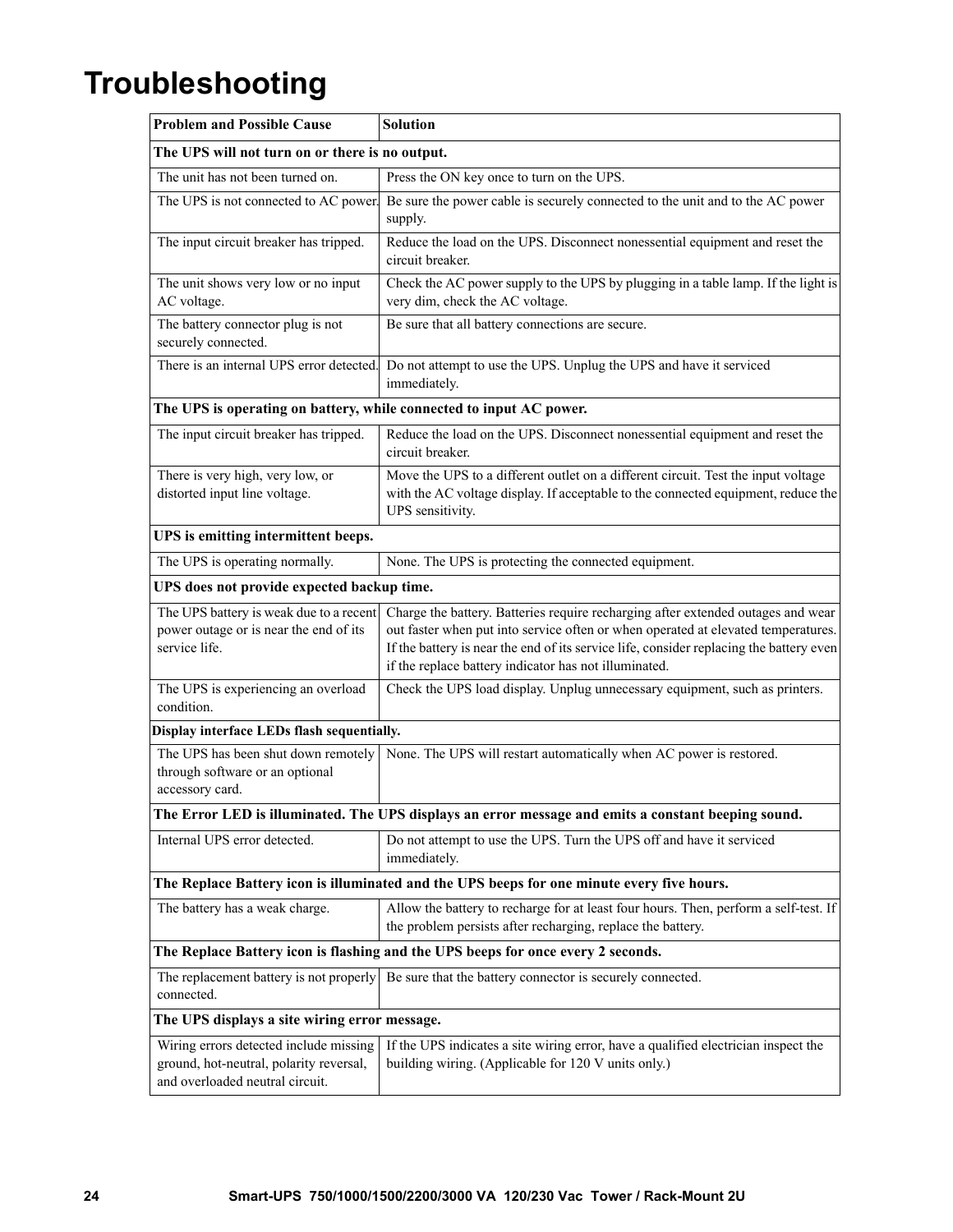# Troubleshooting

| Problem and Possible Cause | Solution |
|---|---|
| **The UPS will not turn on or there is no output.** | |
| The unit has not been turned on. | Press the ON key once to turn on the UPS. |
| The UPS is not connected to AC power. | Be sure the power cable is securely connected to the unit and to the AC power supply. |
| The input circuit breaker has tripped. | Reduce the load on the UPS. Disconnect nonessential equipment and reset the circuit breaker. |
| The unit shows very low or no input AC voltage. | Check the AC power supply to the UPS by plugging in a table lamp. If the light is very dim, check the AC voltage. |
| The battery connector plug is not securely connected. | Be sure that all battery connections are secure. |
| There is an internal UPS error detected. | Do not attempt to use the UPS. Unplug the UPS and have it serviced immediately. |
| **The UPS is operating on battery, while connected to input AC power.** | |
| The input circuit breaker has tripped. | Reduce the load on the UPS. Disconnect nonessential equipment and reset the circuit breaker. |
| There is very high, very low, or distorted input line voltage. | Move the UPS to a different outlet on a different circuit. Test the input voltage with the AC voltage display. If acceptable to the connected equipment, reduce the UPS sensitivity. |
| **UPS is emitting intermittent beeps.** | |
| The UPS is operating normally. | None. The UPS is protecting the connected equipment. |
| **UPS does not provide expected backup time.** | |
| The UPS battery is weak due to a recent power outage or is near the end of its service life. | Charge the battery. Batteries require recharging after extended outages and wear out faster when put into service often or when operated at elevated temperatures. If the battery is near the end of its service life, consider replacing the battery even if the replace battery indicator has not illuminated. |
| The UPS is experiencing an overload condition. | Check the UPS load display. Unplug unnecessary equipment, such as printers. |
| **Display interface LEDs flash sequentially.** | |
| The UPS has been shut down remotely through software or an optional accessory card. | None. The UPS will restart automatically when AC power is restored. |
| **The Error LED is illuminated. The UPS displays an error message and emits a constant beeping sound.** | |
| Internal UPS error detected. | Do not attempt to use the UPS. Turn the UPS off and have it serviced immediately. |
| **The Replace Battery icon is illuminated and the UPS beeps for one minute every five hours.** | |
| The battery has a weak charge. | Allow the battery to recharge for at least four hours. Then, perform a self-test. If the problem persists after recharging, replace the battery. |
| **The Replace Battery icon is flashing and the UPS beeps for once every 2 seconds.** | |
| The replacement battery is not properly connected. | Be sure that the battery connector is securely connected. |
| **The UPS displays a site wiring error message.** | |
| Wiring errors detected include missing ground, hot-neutral, polarity reversal, and overloaded neutral circuit. | If the UPS indicates a site wiring error, have a qualified electrician inspect the building wiring. (Applicable for 120 V units only.) |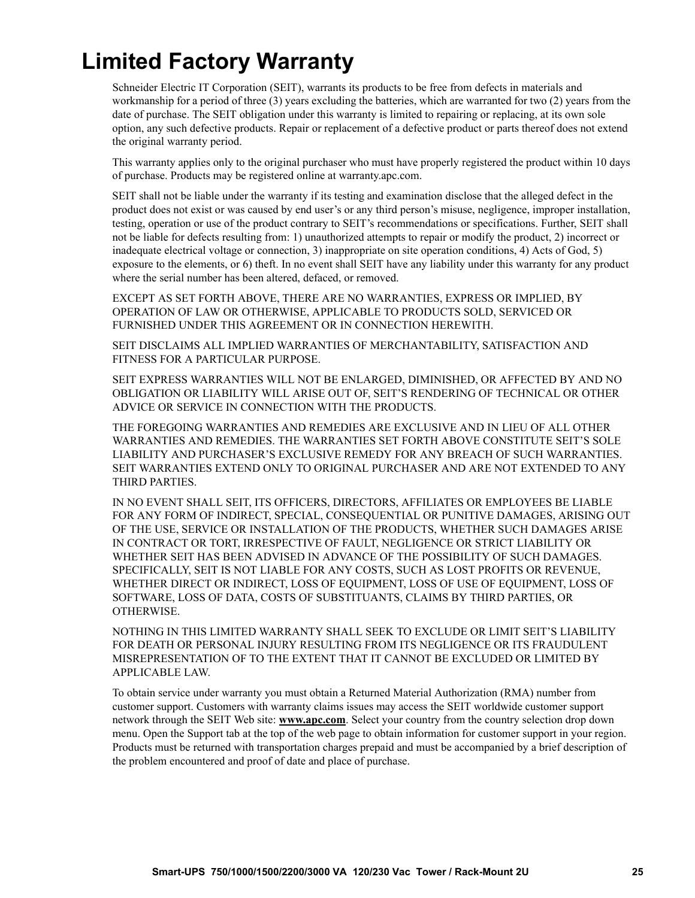# Limited Factory Warranty

Schneider Electric IT Corporation (SEIT), warrants its products to be free from defects in materials and workmanship for a period of three (3) years excluding the batteries, which are warranted for two (2) years from the date of purchase. The SEIT obligation under this warranty is limited to repairing or replacing, at its own sole option, any such defective products. Repair or replacement of a defective product or parts thereof does not extend the original warranty period.

This warranty applies only to the original purchaser who must have properly registered the product within 10 days of purchase. Products may be registered online at warranty.apc.com.

SEIT shall not be liable under the warranty if its testing and examination disclose that the alleged defect in the product does not exist or was caused by end user's or any third person's misuse, negligence, improper installation, testing, operation or use of the product contrary to SEIT's recommendations or specifications. Further, SEIT shall not be liable for defects resulting from: 1) unauthorized attempts to repair or modify the product, 2) incorrect or inadequate electrical voltage or connection, 3) inappropriate on site operation conditions, 4) Acts of God, 5) exposure to the elements, or 6) theft. In no event shall SEIT have any liability under this warranty for any product where the serial number has been altered, defaced, or removed.

EXCEPT AS SET FORTH ABOVE, THERE ARE NO WARRANTIES, EXPRESS OR IMPLIED, BY OPERATION OF LAW OR OTHERWISE, APPLICABLE TO PRODUCTS SOLD, SERVICED OR FURNISHED UNDER THIS AGREEMENT OR IN CONNECTION HEREWITH.

SEIT DISCLAIMS ALL IMPLIED WARRANTIES OF MERCHANTABILITY, SATISFACTION AND FITNESS FOR A PARTICULAR PURPOSE.

SEIT EXPRESS WARRANTIES WILL NOT BE ENLARGED, DIMINISHED, OR AFFECTED BY AND NO OBLIGATION OR LIABILITY WILL ARISE OUT OF, SEIT'S RENDERING OF TECHNICAL OR OTHER ADVICE OR SERVICE IN CONNECTION WITH THE PRODUCTS.

THE FOREGOING WARRANTIES AND REMEDIES ARE EXCLUSIVE AND IN LIEU OF ALL OTHER WARRANTIES AND REMEDIES. THE WARRANTIES SET FORTH ABOVE CONSTITUTE SEIT'S SOLE LIABILITY AND PURCHASER'S EXCLUSIVE REMEDY FOR ANY BREACH OF SUCH WARRANTIES. SEIT WARRANTIES EXTEND ONLY TO ORIGINAL PURCHASER AND ARE NOT EXTENDED TO ANY THIRD PARTIES.

IN NO EVENT SHALL SEIT, ITS OFFICERS, DIRECTORS, AFFILIATES OR EMPLOYEES BE LIABLE FOR ANY FORM OF INDIRECT, SPECIAL, CONSEQUENTIAL OR PUNITIVE DAMAGES, ARISING OUT OF THE USE, SERVICE OR INSTALLATION OF THE PRODUCTS, WHETHER SUCH DAMAGES ARISE IN CONTRACT OR TORT, IRRESPECTIVE OF FAULT, NEGLIGENCE OR STRICT LIABILITY OR WHETHER SEIT HAS BEEN ADVISED IN ADVANCE OF THE POSSIBILITY OF SUCH DAMAGES. SPECIFICALLY, SEIT IS NOT LIABLE FOR ANY COSTS, SUCH AS LOST PROFITS OR REVENUE, WHETHER DIRECT OR INDIRECT, LOSS OF EQUIPMENT, LOSS OF USE OF EQUIPMENT, LOSS OF SOFTWARE, LOSS OF DATA, COSTS OF SUBSTITUANTS, CLAIMS BY THIRD PARTIES, OR OTHERWISE.

NOTHING IN THIS LIMITED WARRANTY SHALL SEEK TO EXCLUDE OR LIMIT SEIT'S LIABILITY FOR DEATH OR PERSONAL INJURY RESULTING FROM ITS NEGLIGENCE OR ITS FRAUDULENT MISREPRESENTATION OF TO THE EXTENT THAT IT CANNOT BE EXCLUDED OR LIMITED BY APPLICABLE LAW.

To obtain service under warranty you must obtain a Returned Material Authorization (RMA) number from customer support. Customers with warranty claims issues may access the SEIT worldwide customer support network through the SEIT Web site: **www.apc.com**. Select your country from the country selection drop down menu. Open the Support tab at the top of the web page to obtain information for customer support in your region. Products must be returned with transportation charges prepaid and must be accompanied by a brief description of the problem encountered and proof of date and place of purchase.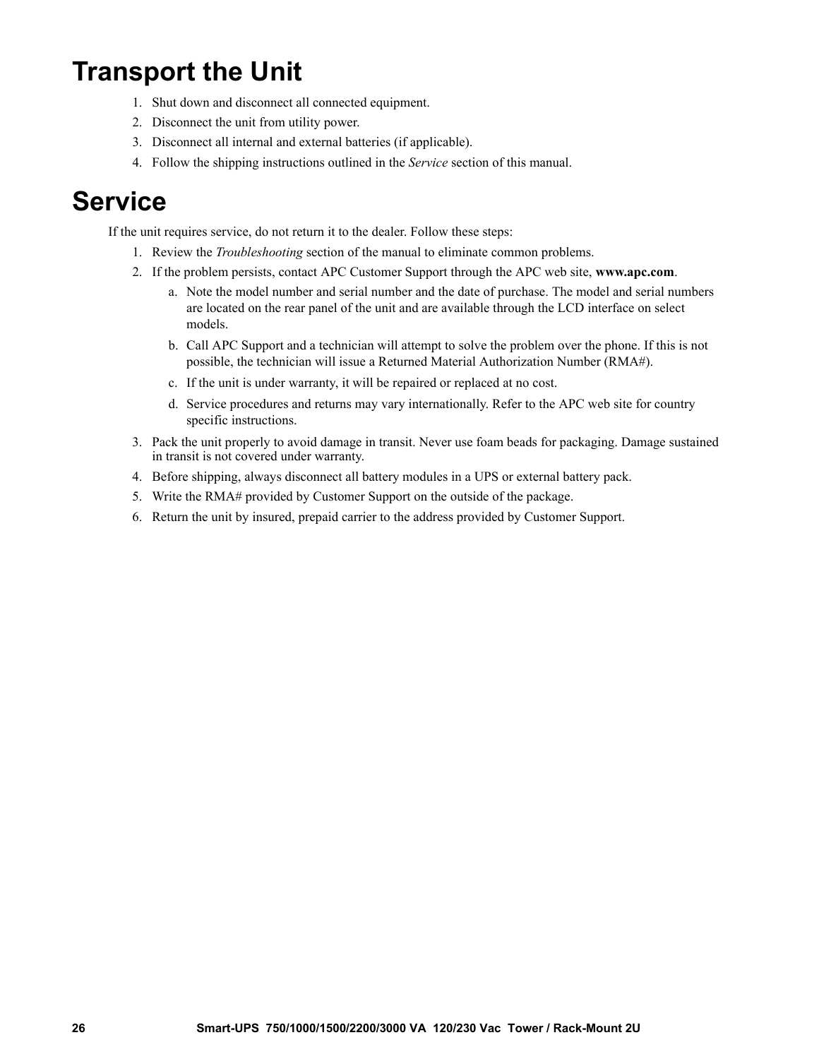# Transport the Unit

1. Shut down and disconnect all connected equipment.
2. Disconnect the unit from utility power.
3. Disconnect all internal and external batteries (if applicable).
4. Follow the shipping instructions outlined in the *Service* section of this manual.

# Service

If the unit requires service, do not return it to the dealer. Follow these steps:

1. Review the *Troubleshooting* section of the manual to eliminate common problems.
2. If the problem persists, contact APC Customer Support through the APC web site, **www.apc.com**.
   a. Note the model number and serial number and the date of purchase. The model and serial numbers are located on the rear panel of the unit and are available through the LCD interface on select models.
   b. Call APC Support and a technician will attempt to solve the problem over the phone. If this is not possible, the technician will issue a Returned Material Authorization Number (RMA#).
   c. If the unit is under warranty, it will be repaired or replaced at no cost.
   d. Service procedures and returns may vary internationally. Refer to the APC web site for country specific instructions.
3. Pack the unit properly to avoid damage in transit. Never use foam beads for packaging. Damage sustained in transit is not covered under warranty.
4. Before shipping, always disconnect all battery modules in a UPS or external battery pack.
5. Write the RMA# provided by Customer Support on the outside of the package.
6. Return the unit by insured, prepaid carrier to the address provided by Customer Support.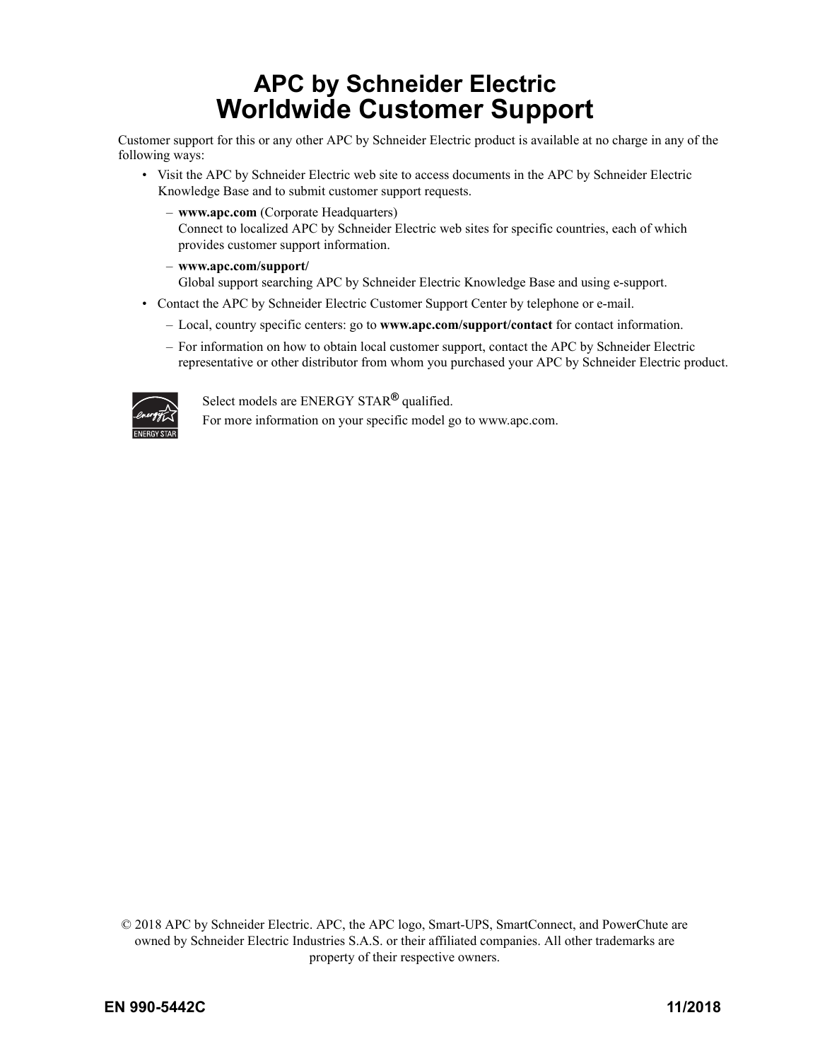# APC by Schneider Electric
# Worldwide Customer Support

Customer support for this or any other APC by Schneider Electric product is available at no charge in any of the following ways:

- Visit the APC by Schneider Electric web site to access documents in the APC by Schneider Electric Knowledge Base and to submit customer support requests.
  - **www.apc.com** (Corporate Headquarters)
    Connect to localized APC by Schneider Electric web sites for specific countries, each of which provides customer support information.
  - **www.apc.com/support/**
    Global support searching APC by Schneider Electric Knowledge Base and using e-support.
- Contact the APC by Schneider Electric Customer Support Center by telephone or e-mail.
  - Local, country specific centers: go to **www.apc.com/support/contact** for contact information.
  - For information on how to obtain local customer support, contact the APC by Schneider Electric representative or other distributor from whom you purchased your APC by Schneider Electric product.

Select models are ENERGY STAR® qualified.
For more information on your specific model go to www.apc.com.

© 2018 APC by Schneider Electric. APC, the APC logo, Smart-UPS, SmartConnect, and PowerChute are owned by Schneider Electric Industries S.A.S. or their affiliated companies. All other trademarks are property of their respective owners.

**EN 990-5442C** **11/2018**